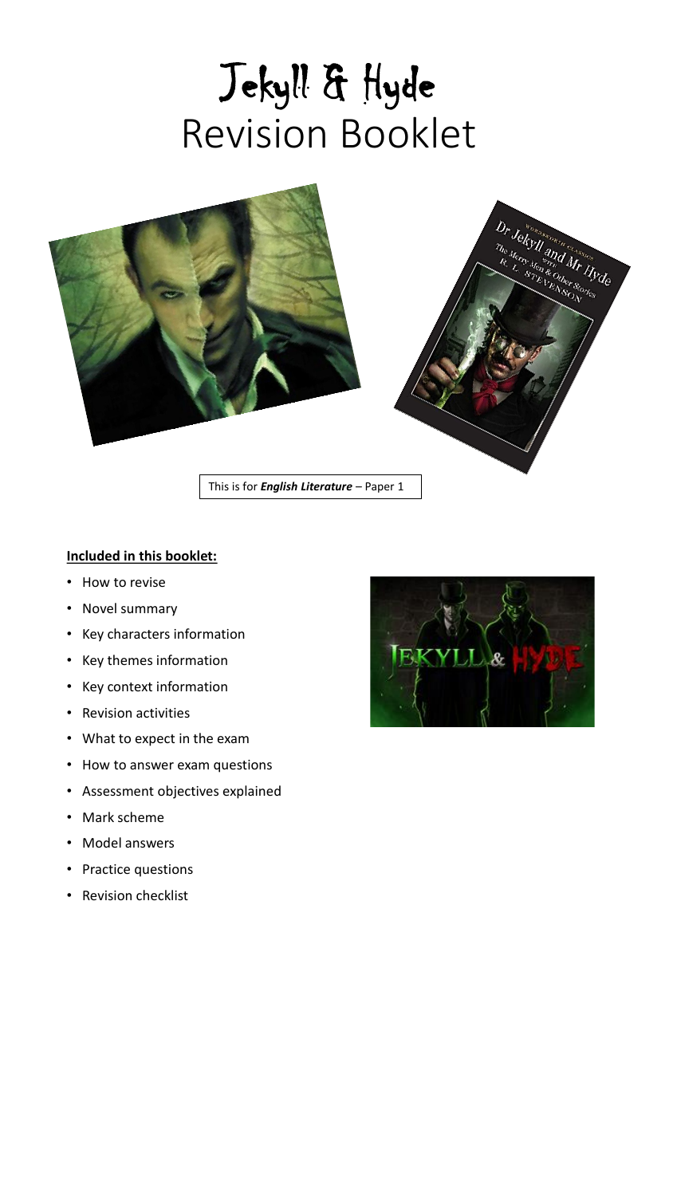# Jekyll & Hyde
# Revision Booklet

This is for ***English Literature*** – Paper 1

**Included in this booklet:**

- How to revise
- Novel summary
- Key characters information
- Key themes information
- Key context information
- Revision activities
- What to expect in the exam
- How to answer exam questions
- Assessment objectives explained
- Mark scheme
- Model answers
- Practice questions
- Revision checklist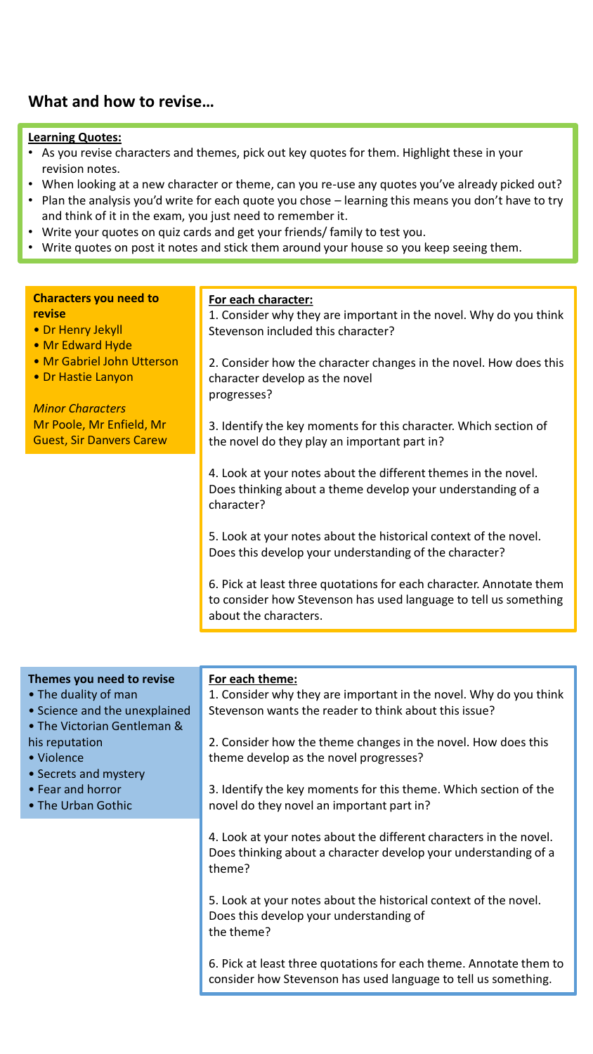## What and how to revise…

**Learning Quotes:**

- As you revise characters and themes, pick out key quotes for them. Highlight these in your revision notes.
- When looking at a new character or theme, can you re-use any quotes you've already picked out?
- Plan the analysis you'd write for each quote you chose – learning this means you don't have to try and think of it in the exam, you just need to remember it.
- Write your quotes on quiz cards and get your friends/ family to test you.
- Write quotes on post it notes and stick them around your house so you keep seeing them.

**Characters you need to revise**

- Dr Henry Jekyll
- Mr Edward Hyde
- Mr Gabriel John Utterson
- Dr Hastie Lanyon

*Minor Characters*

Mr Poole, Mr Enfield, Mr Guest, Sir Danvers Carew

**For each character:**

1. Consider why they are important in the novel. Why do you think Stevenson included this character?

2. Consider how the character changes in the novel. How does this character develop as the novel progresses?

3. Identify the key moments for this character. Which section of the novel do they play an important part in?

4. Look at your notes about the different themes in the novel. Does thinking about a theme develop your understanding of a character?

5. Look at your notes about the historical context of the novel. Does this develop your understanding of the character?

6. Pick at least three quotations for each character. Annotate them to consider how Stevenson has used language to tell us something about the characters.

**Themes you need to revise**

- The duality of man
- Science and the unexplained
- The Victorian Gentleman & his reputation
- Violence
- Secrets and mystery
- Fear and horror
- The Urban Gothic

**For each theme:**

1. Consider why they are important in the novel. Why do you think Stevenson wants the reader to think about this issue?

2. Consider how the theme changes in the novel. How does this theme develop as the novel progresses?

3. Identify the key moments for this theme. Which section of the novel do they novel an important part in?

4. Look at your notes about the different characters in the novel. Does thinking about a character develop your understanding of a theme?

5. Look at your notes about the historical context of the novel. Does this develop your understanding of the theme?

6. Pick at least three quotations for each theme. Annotate them to consider how Stevenson has used language to tell us something.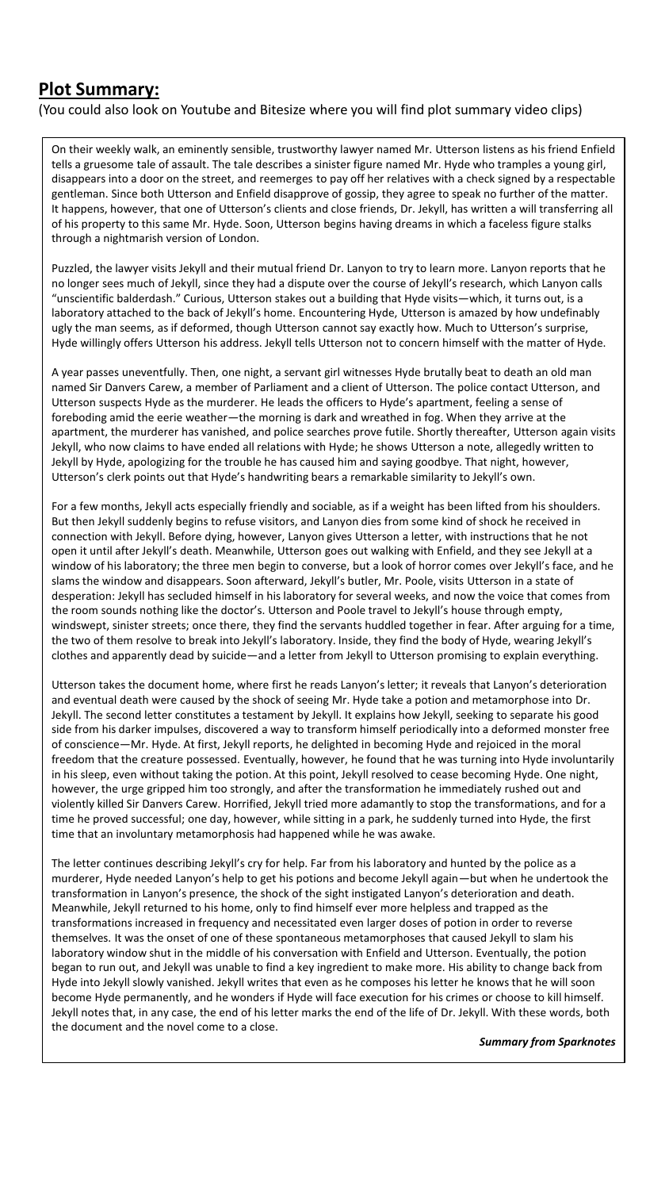## **Plot Summary:**

(You could also look on Youtube and Bitesize where you will find plot summary video clips)

On their weekly walk, an eminently sensible, trustworthy lawyer named Mr. Utterson listens as his friend Enfield tells a gruesome tale of assault. The tale describes a sinister figure named Mr. Hyde who tramples a young girl, disappears into a door on the street, and reemerges to pay off her relatives with a check signed by a respectable gentleman. Since both Utterson and Enfield disapprove of gossip, they agree to speak no further of the matter. It happens, however, that one of Utterson's clients and close friends, Dr. Jekyll, has written a will transferring all of his property to this same Mr. Hyde. Soon, Utterson begins having dreams in which a faceless figure stalks through a nightmarish version of London.

Puzzled, the lawyer visits Jekyll and their mutual friend Dr. Lanyon to try to learn more. Lanyon reports that he no longer sees much of Jekyll, since they had a dispute over the course of Jekyll's research, which Lanyon calls "unscientific balderdash." Curious, Utterson stakes out a building that Hyde visits—which, it turns out, is a laboratory attached to the back of Jekyll's home. Encountering Hyde, Utterson is amazed by how undefinably ugly the man seems, as if deformed, though Utterson cannot say exactly how. Much to Utterson's surprise, Hyde willingly offers Utterson his address. Jekyll tells Utterson not to concern himself with the matter of Hyde.

A year passes uneventfully. Then, one night, a servant girl witnesses Hyde brutally beat to death an old man named Sir Danvers Carew, a member of Parliament and a client of Utterson. The police contact Utterson, and Utterson suspects Hyde as the murderer. He leads the officers to Hyde's apartment, feeling a sense of foreboding amid the eerie weather—the morning is dark and wreathed in fog. When they arrive at the apartment, the murderer has vanished, and police searches prove futile. Shortly thereafter, Utterson again visits Jekyll, who now claims to have ended all relations with Hyde; he shows Utterson a note, allegedly written to Jekyll by Hyde, apologizing for the trouble he has caused him and saying goodbye. That night, however, Utterson's clerk points out that Hyde's handwriting bears a remarkable similarity to Jekyll's own.

For a few months, Jekyll acts especially friendly and sociable, as if a weight has been lifted from his shoulders. But then Jekyll suddenly begins to refuse visitors, and Lanyon dies from some kind of shock he received in connection with Jekyll. Before dying, however, Lanyon gives Utterson a letter, with instructions that he not open it until after Jekyll's death. Meanwhile, Utterson goes out walking with Enfield, and they see Jekyll at a window of his laboratory; the three men begin to converse, but a look of horror comes over Jekyll's face, and he slams the window and disappears. Soon afterward, Jekyll's butler, Mr. Poole, visits Utterson in a state of desperation: Jekyll has secluded himself in his laboratory for several weeks, and now the voice that comes from the room sounds nothing like the doctor's. Utterson and Poole travel to Jekyll's house through empty, windswept, sinister streets; once there, they find the servants huddled together in fear. After arguing for a time, the two of them resolve to break into Jekyll's laboratory. Inside, they find the body of Hyde, wearing Jekyll's clothes and apparently dead by suicide—and a letter from Jekyll to Utterson promising to explain everything.

Utterson takes the document home, where first he reads Lanyon's letter; it reveals that Lanyon's deterioration and eventual death were caused by the shock of seeing Mr. Hyde take a potion and metamorphose into Dr. Jekyll. The second letter constitutes a testament by Jekyll. It explains how Jekyll, seeking to separate his good side from his darker impulses, discovered a way to transform himself periodically into a deformed monster free of conscience—Mr. Hyde. At first, Jekyll reports, he delighted in becoming Hyde and rejoiced in the moral freedom that the creature possessed. Eventually, however, he found that he was turning into Hyde involuntarily in his sleep, even without taking the potion. At this point, Jekyll resolved to cease becoming Hyde. One night, however, the urge gripped him too strongly, and after the transformation he immediately rushed out and violently killed Sir Danvers Carew. Horrified, Jekyll tried more adamantly to stop the transformations, and for a time he proved successful; one day, however, while sitting in a park, he suddenly turned into Hyde, the first time that an involuntary metamorphosis had happened while he was awake.

The letter continues describing Jekyll's cry for help. Far from his laboratory and hunted by the police as a murderer, Hyde needed Lanyon's help to get his potions and become Jekyll again—but when he undertook the transformation in Lanyon's presence, the shock of the sight instigated Lanyon's deterioration and death. Meanwhile, Jekyll returned to his home, only to find himself ever more helpless and trapped as the transformations increased in frequency and necessitated even larger doses of potion in order to reverse themselves. It was the onset of one of these spontaneous metamorphoses that caused Jekyll to slam his laboratory window shut in the middle of his conversation with Enfield and Utterson. Eventually, the potion began to run out, and Jekyll was unable to find a key ingredient to make more. His ability to change back from Hyde into Jekyll slowly vanished. Jekyll writes that even as he composes his letter he knows that he will soon become Hyde permanently, and he wonders if Hyde will face execution for his crimes or choose to kill himself. Jekyll notes that, in any case, the end of his letter marks the end of the life of Dr. Jekyll. With these words, both the document and the novel come to a close.

***Summary from Sparknotes***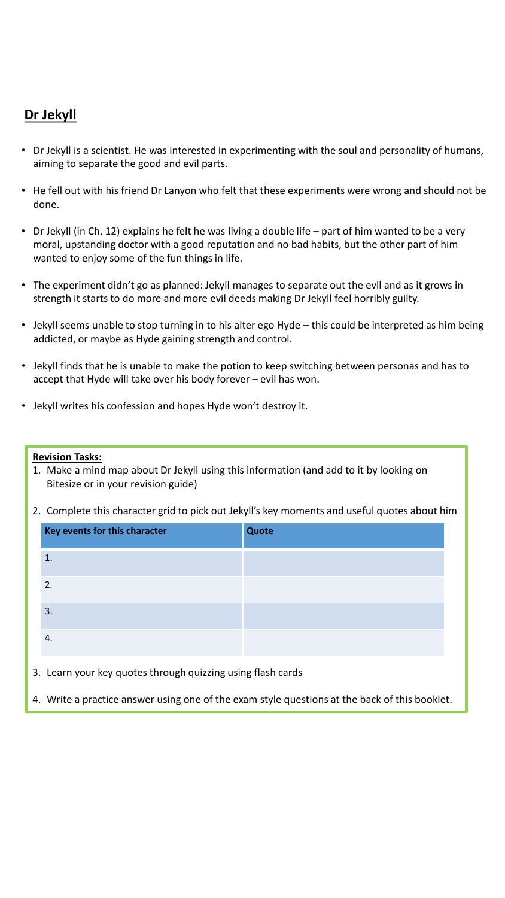## Dr Jekyll

- Dr Jekyll is a scientist. He was interested in experimenting with the soul and personality of humans, aiming to separate the good and evil parts.
- He fell out with his friend Dr Lanyon who felt that these experiments were wrong and should not be done.
- Dr Jekyll (in Ch. 12) explains he felt he was living a double life – part of him wanted to be a very moral, upstanding doctor with a good reputation and no bad habits, but the other part of him wanted to enjoy some of the fun things in life.
- The experiment didn't go as planned: Jekyll manages to separate out the evil and as it grows in strength it starts to do more and more evil deeds making Dr Jekyll feel horribly guilty.
- Jekyll seems unable to stop turning in to his alter ego Hyde – this could be interpreted as him being addicted, or maybe as Hyde gaining strength and control.
- Jekyll finds that he is unable to make the potion to keep switching between personas and has to accept that Hyde will take over his body forever – evil has won.
- Jekyll writes his confession and hopes Hyde won't destroy it.

**Revision Tasks:**

1. Make a mind map about Dr Jekyll using this information (and add to it by looking on Bitesize or in your revision guide)
2. Complete this character grid to pick out Jekyll's key moments and useful quotes about him

| Key events for this character | Quote |
|---|---|
| 1. | |
| 2. | |
| 3. | |
| 4. | |

3. Learn your key quotes through quizzing using flash cards
4. Write a practice answer using one of the exam style questions at the back of this booklet.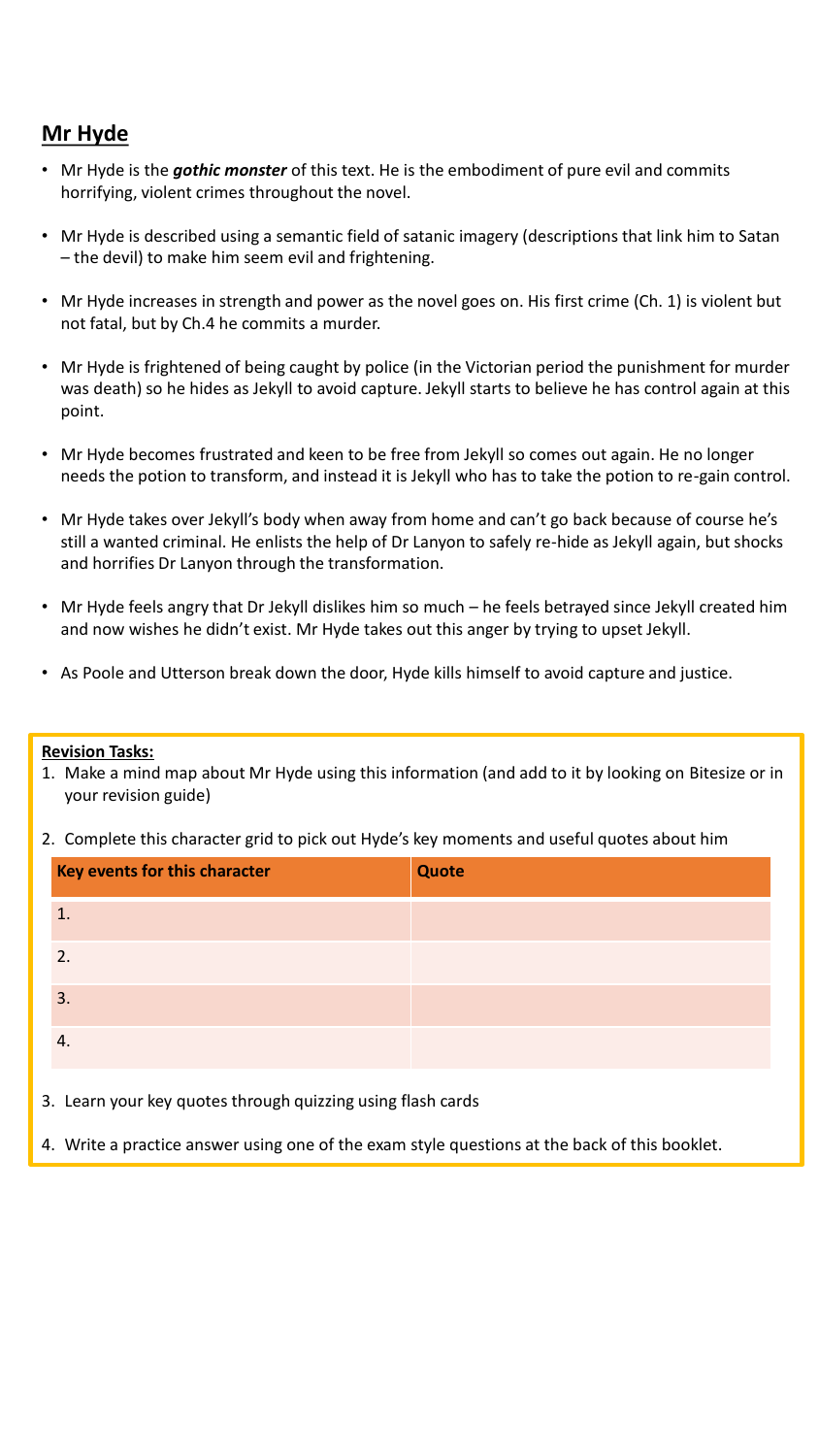## Mr Hyde

- Mr Hyde is the ***gothic monster*** of this text. He is the embodiment of pure evil and commits horrifying, violent crimes throughout the novel.
- Mr Hyde is described using a semantic field of satanic imagery (descriptions that link him to Satan – the devil) to make him seem evil and frightening.
- Mr Hyde increases in strength and power as the novel goes on. His first crime (Ch. 1) is violent but not fatal, but by Ch.4 he commits a murder.
- Mr Hyde is frightened of being caught by police (in the Victorian period the punishment for murder was death) so he hides as Jekyll to avoid capture. Jekyll starts to believe he has control again at this point.
- Mr Hyde becomes frustrated and keen to be free from Jekyll so comes out again. He no longer needs the potion to transform, and instead it is Jekyll who has to take the potion to re-gain control.
- Mr Hyde takes over Jekyll's body when away from home and can't go back because of course he's still a wanted criminal. He enlists the help of Dr Lanyon to safely re-hide as Jekyll again, but shocks and horrifies Dr Lanyon through the transformation.
- Mr Hyde feels angry that Dr Jekyll dislikes him so much – he feels betrayed since Jekyll created him and now wishes he didn't exist. Mr Hyde takes out this anger by trying to upset Jekyll.
- As Poole and Utterson break down the door, Hyde kills himself to avoid capture and justice.

**Revision Tasks:**

1. Make a mind map about Mr Hyde using this information (and add to it by looking on Bitesize or in your revision guide)
2. Complete this character grid to pick out Hyde's key moments and useful quotes about him

| Key events for this character | Quote |
|---|---|
| 1. | |
| 2. | |
| 3. | |
| 4. | |

3. Learn your key quotes through quizzing using flash cards
4. Write a practice answer using one of the exam style questions at the back of this booklet.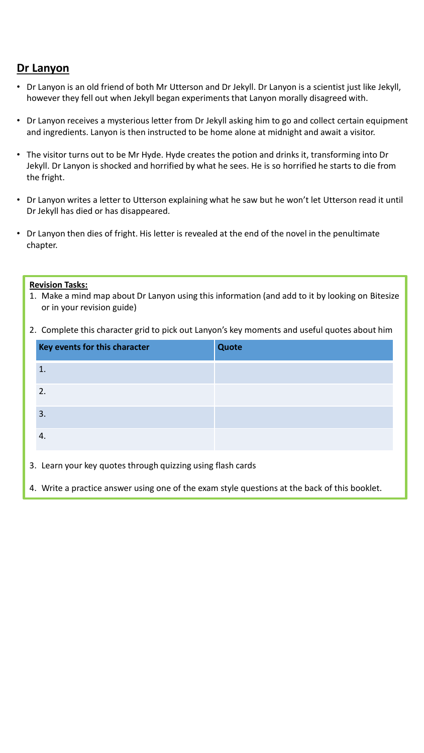## Dr Lanyon

- Dr Lanyon is an old friend of both Mr Utterson and Dr Jekyll. Dr Lanyon is a scientist just like Jekyll, however they fell out when Jekyll began experiments that Lanyon morally disagreed with.
- Dr Lanyon receives a mysterious letter from Dr Jekyll asking him to go and collect certain equipment and ingredients. Lanyon is then instructed to be home alone at midnight and await a visitor.
- The visitor turns out to be Mr Hyde. Hyde creates the potion and drinks it, transforming into Dr Jekyll. Dr Lanyon is shocked and horrified by what he sees. He is so horrified he starts to die from the fright.
- Dr Lanyon writes a letter to Utterson explaining what he saw but he won't let Utterson read it until Dr Jekyll has died or has disappeared.
- Dr Lanyon then dies of fright. His letter is revealed at the end of the novel in the penultimate chapter.

**Revision Tasks:**

1. Make a mind map about Dr Lanyon using this information (and add to it by looking on Bitesize or in your revision guide)
2. Complete this character grid to pick out Lanyon's key moments and useful quotes about him

| Key events for this character | Quote |
|---|---|
| 1. | |
| 2. | |
| 3. | |
| 4. | |

3. Learn your key quotes through quizzing using flash cards
4. Write a practice answer using one of the exam style questions at the back of this booklet.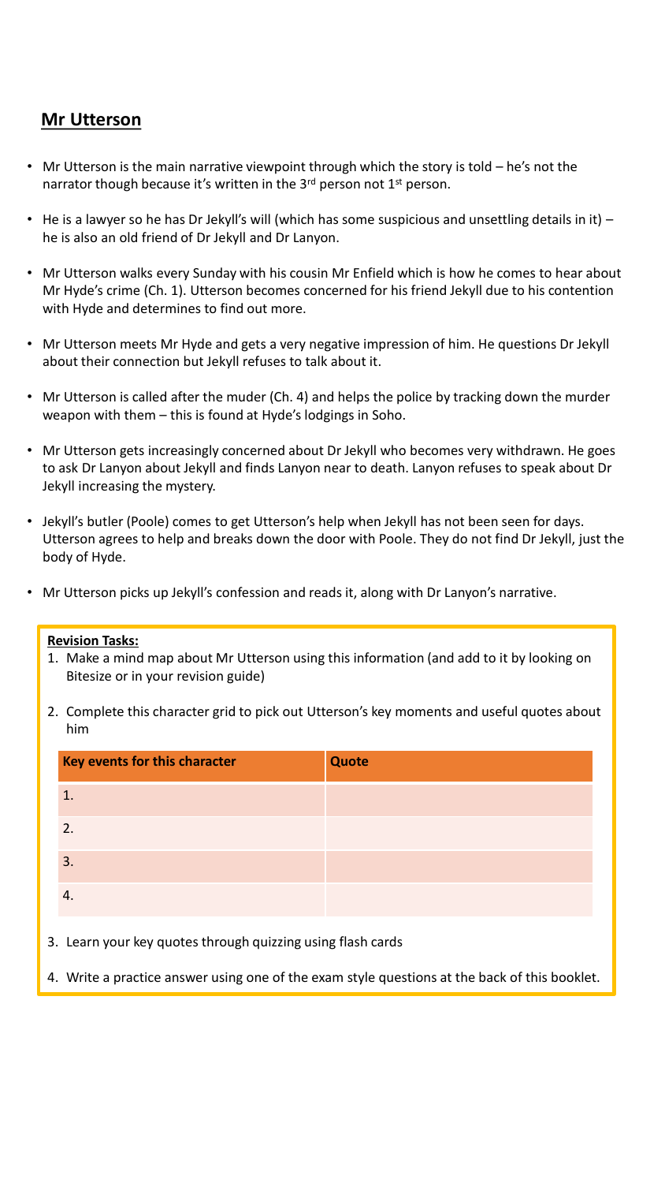## Mr Utterson

- Mr Utterson is the main narrative viewpoint through which the story is told – he's not the narrator though because it's written in the 3rd person not 1st person.
- He is a lawyer so he has Dr Jekyll's will (which has some suspicious and unsettling details in it) – he is also an old friend of Dr Jekyll and Dr Lanyon.
- Mr Utterson walks every Sunday with his cousin Mr Enfield which is how he comes to hear about Mr Hyde's crime (Ch. 1). Utterson becomes concerned for his friend Jekyll due to his contention with Hyde and determines to find out more.
- Mr Utterson meets Mr Hyde and gets a very negative impression of him. He questions Dr Jekyll about their connection but Jekyll refuses to talk about it.
- Mr Utterson is called after the muder (Ch. 4) and helps the police by tracking down the murder weapon with them – this is found at Hyde's lodgings in Soho.
- Mr Utterson gets increasingly concerned about Dr Jekyll who becomes very withdrawn. He goes to ask Dr Lanyon about Jekyll and finds Lanyon near to death. Lanyon refuses to speak about Dr Jekyll increasing the mystery.
- Jekyll's butler (Poole) comes to get Utterson's help when Jekyll has not been seen for days. Utterson agrees to help and breaks down the door with Poole. They do not find Dr Jekyll, just the body of Hyde.
- Mr Utterson picks up Jekyll's confession and reads it, along with Dr Lanyon's narrative.

**Revision Tasks:**

1. Make a mind map about Mr Utterson using this information (and add to it by looking on Bitesize or in your revision guide)
2. Complete this character grid to pick out Utterson's key moments and useful quotes about him

| Key events for this character | Quote |
|---|---|
| 1. | |
| 2. | |
| 3. | |
| 4. | |

3. Learn your key quotes through quizzing using flash cards
4. Write a practice answer using one of the exam style questions at the back of this booklet.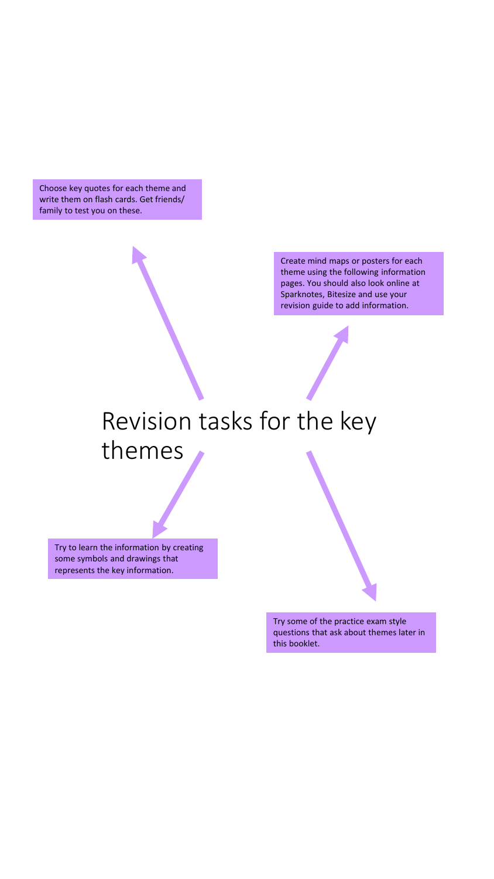# Revision tasks for the key themes

Choose key quotes for each theme and write them on flash cards. Get friends/ family to test you on these.

Create mind maps or posters for each theme using the following information pages. You should also look online at Sparknotes, Bitesize and use your revision guide to add information.

Try to learn the information by creating some symbols and drawings that represents the key information.

Try some of the practice exam style questions that ask about themes later in this booklet.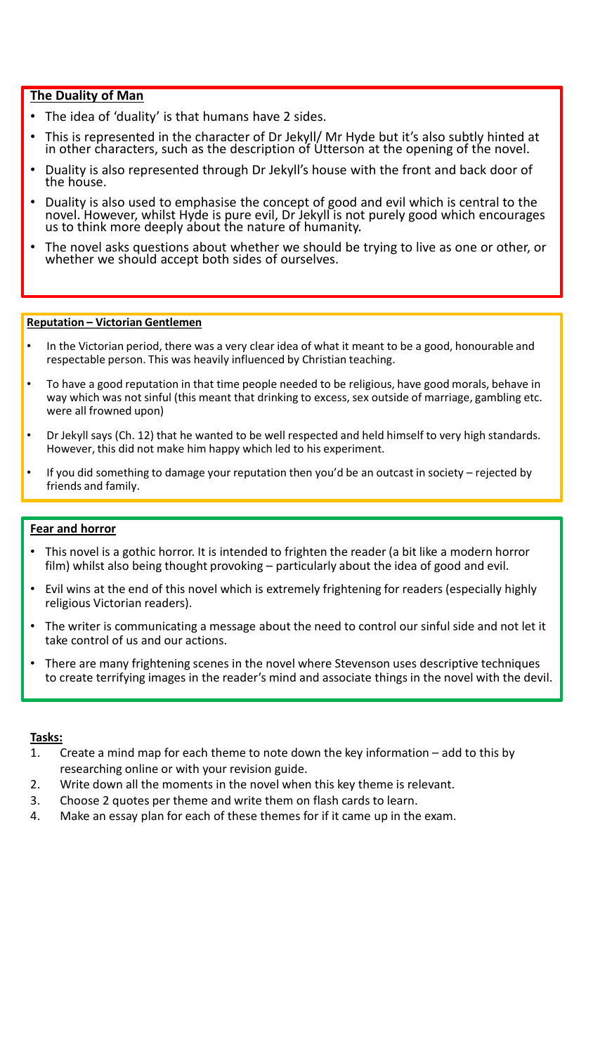## The Duality of Man

- The idea of 'duality' is that humans have 2 sides.
- This is represented in the character of Dr Jekyll/ Mr Hyde but it's also subtly hinted at in other characters, such as the description of Utterson at the opening of the novel.
- Duality is also represented through Dr Jekyll's house with the front and back door of the house.
- Duality is also used to emphasise the concept of good and evil which is central to the novel. However, whilst Hyde is pure evil, Dr Jekyll is not purely good which encourages us to think more deeply about the nature of humanity.
- The novel asks questions about whether we should be trying to live as one or other, or whether we should accept both sides of ourselves.

## Reputation – Victorian Gentlemen

- In the Victorian period, there was a very clear idea of what it meant to be a good, honourable and respectable person. This was heavily influenced by Christian teaching.
- To have a good reputation in that time people needed to be religious, have good morals, behave in way which was not sinful (this meant that drinking to excess, sex outside of marriage, gambling etc. were all frowned upon)
- Dr Jekyll says (Ch. 12) that he wanted to be well respected and held himself to very high standards. However, this did not make him happy which led to his experiment.
- If you did something to damage your reputation then you'd be an outcast in society – rejected by friends and family.

## Fear and horror

- This novel is a gothic horror. It is intended to frighten the reader (a bit like a modern horror film) whilst also being thought provoking – particularly about the idea of good and evil.
- Evil wins at the end of this novel which is extremely frightening for readers (especially highly religious Victorian readers).
- The writer is communicating a message about the need to control our sinful side and not let it take control of us and our actions.
- There are many frightening scenes in the novel where Stevenson uses descriptive techniques to create terrifying images in the reader's mind and associate things in the novel with the devil.

## Tasks:

1. Create a mind map for each theme to note down the key information – add to this by researching online or with your revision guide.
2. Write down all the moments in the novel when this key theme is relevant.
3. Choose 2 quotes per theme and write them on flash cards to learn.
4. Make an essay plan for each of these themes for if it came up in the exam.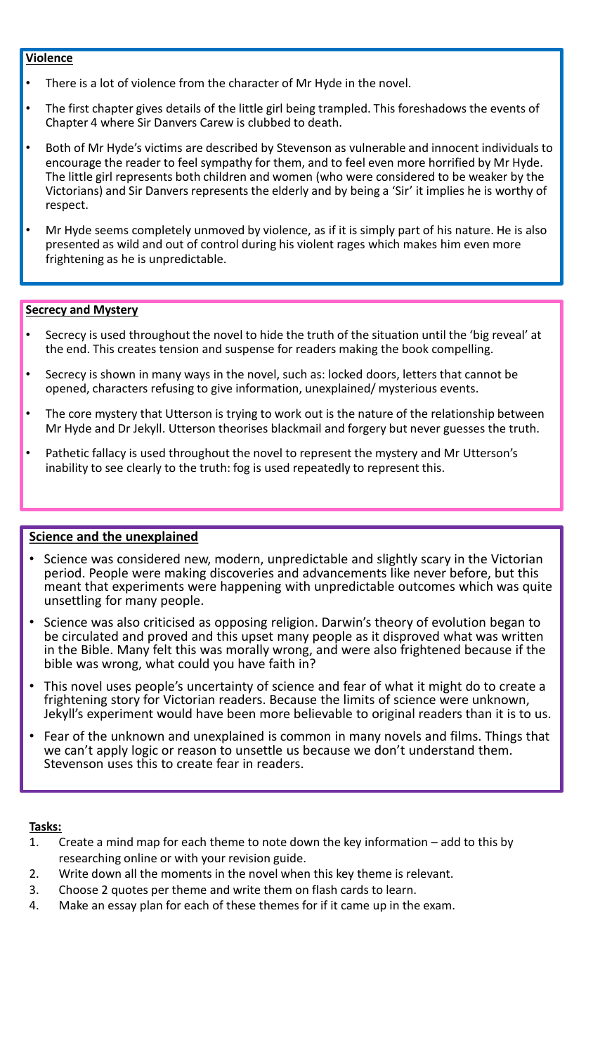## Violence

- There is a lot of violence from the character of Mr Hyde in the novel.
- The first chapter gives details of the little girl being trampled. This foreshadows the events of Chapter 4 where Sir Danvers Carew is clubbed to death.
- Both of Mr Hyde's victims are described by Stevenson as vulnerable and innocent individuals to encourage the reader to feel sympathy for them, and to feel even more horrified by Mr Hyde. The little girl represents both children and women (who were considered to be weaker by the Victorians) and Sir Danvers represents the elderly and by being a 'Sir' it implies he is worthy of respect.
- Mr Hyde seems completely unmoved by violence, as if it is simply part of his nature. He is also presented as wild and out of control during his violent rages which makes him even more frightening as he is unpredictable.

## Secrecy and Mystery

- Secrecy is used throughout the novel to hide the truth of the situation until the 'big reveal' at the end. This creates tension and suspense for readers making the book compelling.
- Secrecy is shown in many ways in the novel, such as: locked doors, letters that cannot be opened, characters refusing to give information, unexplained/ mysterious events.
- The core mystery that Utterson is trying to work out is the nature of the relationship between Mr Hyde and Dr Jekyll. Utterson theorises blackmail and forgery but never guesses the truth.
- Pathetic fallacy is used throughout the novel to represent the mystery and Mr Utterson's inability to see clearly to the truth: fog is used repeatedly to represent this.

## Science and the unexplained

- Science was considered new, modern, unpredictable and slightly scary in the Victorian period. People were making discoveries and advancements like never before, but this meant that experiments were happening with unpredictable outcomes which was quite unsettling for many people.
- Science was also criticised as opposing religion. Darwin's theory of evolution began to be circulated and proved and this upset many people as it disproved what was written in the Bible. Many felt this was morally wrong, and were also frightened because if the bible was wrong, what could you have faith in?
- This novel uses people's uncertainty of science and fear of what it might do to create a frightening story for Victorian readers. Because the limits of science were unknown, Jekyll's experiment would have been more believable to original readers than it is to us.
- Fear of the unknown and unexplained is common in many novels and films. Things that we can't apply logic or reason to unsettle us because we don't understand them. Stevenson uses this to create fear in readers.

**Tasks:**

1. Create a mind map for each theme to note down the key information – add to this by researching online or with your revision guide.
2. Write down all the moments in the novel when this key theme is relevant.
3. Choose 2 quotes per theme and write them on flash cards to learn.
4. Make an essay plan for each of these themes for if it came up in the exam.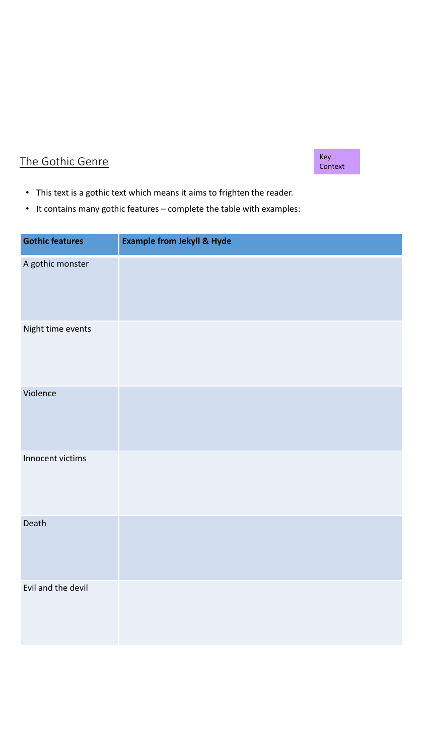## The Gothic Genre

Key Context

- This text is a gothic text which means it aims to frighten the reader.
- It contains many gothic features – complete the table with examples:

| Gothic features | Example from Jekyll & Hyde |
|---|---|
| A gothic monster | |
| Night time events | |
| Violence | |
| Innocent victims | |
| Death | |
| Evil and the devil | |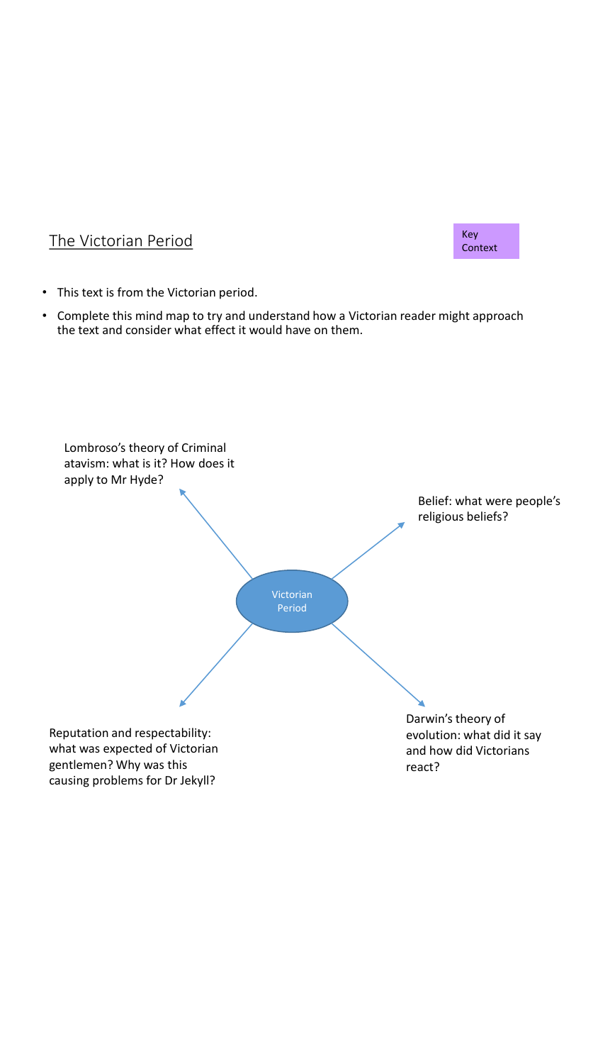## The Victorian Period

Key Context

- This text is from the Victorian period.
- Complete this mind map to try and understand how a Victorian reader might approach the text and consider what effect it would have on them.

Victorian Period

Lombroso's theory of Criminal atavism: what is it? How does it apply to Mr Hyde?

Belief: what were people's religious beliefs?

Reputation and respectability: what was expected of Victorian gentlemen? Why was this causing problems for Dr Jekyll?

Darwin's theory of evolution: what did it say and how did Victorians react?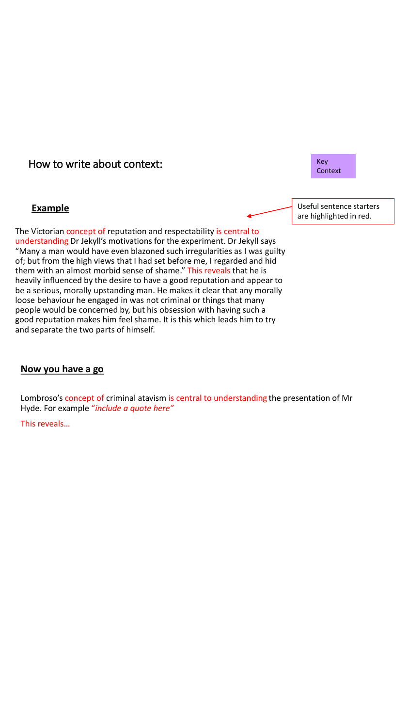## How to write about context:

Key Context

### Example

Useful sentence starters are highlighted in red.

The Victorian concept of reputation and respectability is central to understanding Dr Jekyll's motivations for the experiment. Dr Jekyll says "Many a man would have even blazoned such irregularities as I was guilty of; but from the high views that I had set before me, I regarded and hid them with an almost morbid sense of shame." This reveals that he is heavily influenced by the desire to have a good reputation and appear to be a serious, morally upstanding man. He makes it clear that any morally loose behaviour he engaged in was not criminal or things that many people would be concerned by, but his obsession with having such a good reputation makes him feel shame. It is this which leads him to try and separate the two parts of himself.

### Now you have a go

Lombroso's concept of criminal atavism is central to understanding the presentation of Mr Hyde. For example "*include a quote here"*

This reveals…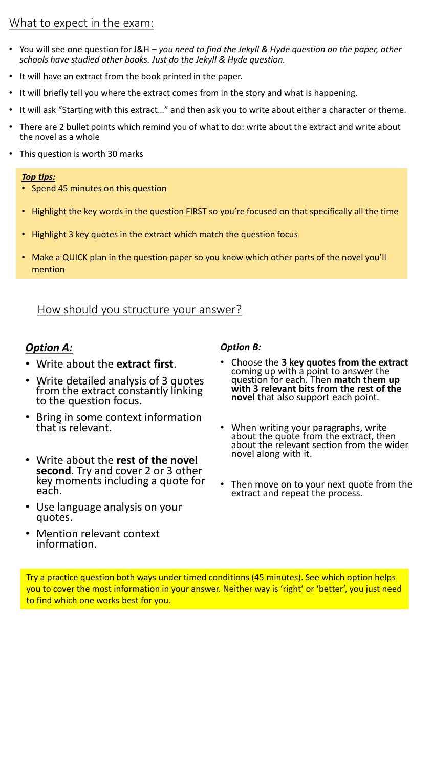## What to expect in the exam:

- You will see one question for J&H – *you need to find the Jekyll & Hyde question on the paper, other schools have studied other books. Just do the Jekyll & Hyde question.*
- It will have an extract from the book printed in the paper.
- It will briefly tell you where the extract comes from in the story and what is happening.
- It will ask "Starting with this extract…" and then ask you to write about either a character or theme.
- There are 2 bullet points which remind you of what to do: write about the extract and write about the novel as a whole
- This question is worth 30 marks

***Top tips:***

- Spend 45 minutes on this question
- Highlight the key words in the question FIRST so you're focused on that specifically all the time
- Highlight 3 key quotes in the extract which match the question focus
- Make a QUICK plan in the question paper so you know which other parts of the novel you'll mention

## How should you structure your answer?

### *Option A:*

- Write about the **extract first**.
- Write detailed analysis of 3 quotes from the extract constantly linking to the question focus.
- Bring in some context information that is relevant.
- Write about the **rest of the novel second**. Try and cover 2 or 3 other key moments including a quote for each.
- Use language analysis on your quotes.
- Mention relevant context information.

### *Option B:*

- Choose the **3 key quotes from the extract** coming up with a point to answer the question for each. Then **match them up with 3 relevant bits from the rest of the novel** that also support each point.
- When writing your paragraphs, write about the quote from the extract, then about the relevant section from the wider novel along with it.
- Then move on to your next quote from the extract and repeat the process.

Try a practice question both ways under timed conditions (45 minutes). See which option helps you to cover the most information in your answer. Neither way is 'right' or 'better', you just need to find which one works best for you.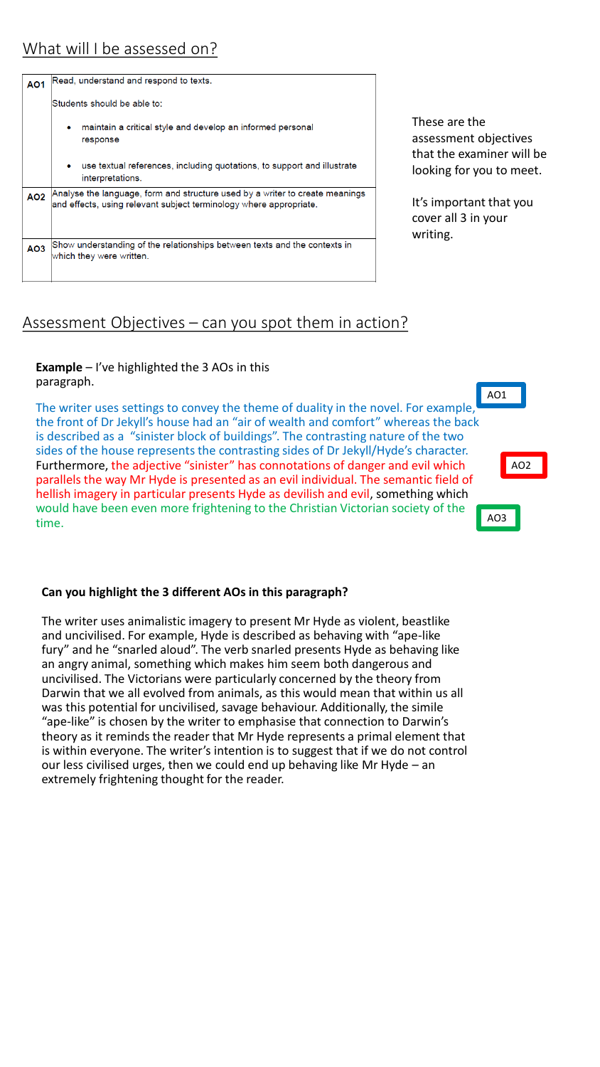## What will I be assessed on?

| | |
|---|---|
| **AO1** | Read, understand and respond to texts.<br><br>Students should be able to:<br><br>• maintain a critical style and develop an informed personal response<br><br>• use textual references, including quotations, to support and illustrate interpretations. |
| **AO2** | Analyse the language, form and structure used by a writer to create meanings and effects, using relevant subject terminology where appropriate. |
| **AO3** | Show understanding of the relationships between texts and the contexts in which they were written. |

These are the assessment objectives that the examiner will be looking for you to meet.

It's important that you cover all 3 in your writing.

## Assessment Objectives – can you spot them in action?

**Example** – I've highlighted the 3 AOs in this paragraph.

AO1: The writer uses settings to convey the theme of duality in the novel. For example, the front of Dr Jekyll's house had an "air of wealth and comfort" whereas the back is described as a "sinister block of buildings". The contrasting nature of the two sides of the house represents the contrasting sides of Dr Jekyll/Hyde's character.

Furthermore, AO2: the adjective "sinister" has connotations of danger and evil which parallels the way Mr Hyde is presented as an evil individual. The semantic field of hellish imagery in particular presents Hyde as devilish and evil, something which AO3: would have been even more frightening to the Christian Victorian society of the time.

**Can you highlight the 3 different AOs in this paragraph?**

The writer uses animalistic imagery to present Mr Hyde as violent, beastlike and uncivilised. For example, Hyde is described as behaving with "ape-like fury" and he "snarled aloud". The verb snarled presents Hyde as behaving like an angry animal, something which makes him seem both dangerous and uncivilised. The Victorians were particularly concerned by the theory from Darwin that we all evolved from animals, as this would mean that within us all was this potential for uncivilised, savage behaviour. Additionally, the simile "ape-like" is chosen by the writer to emphasise that connection to Darwin's theory as it reminds the reader that Mr Hyde represents a primal element that is within everyone. The writer's intention is to suggest that if we do not control our less civilised urges, then we could end up behaving like Mr Hyde – an extremely frightening thought for the reader.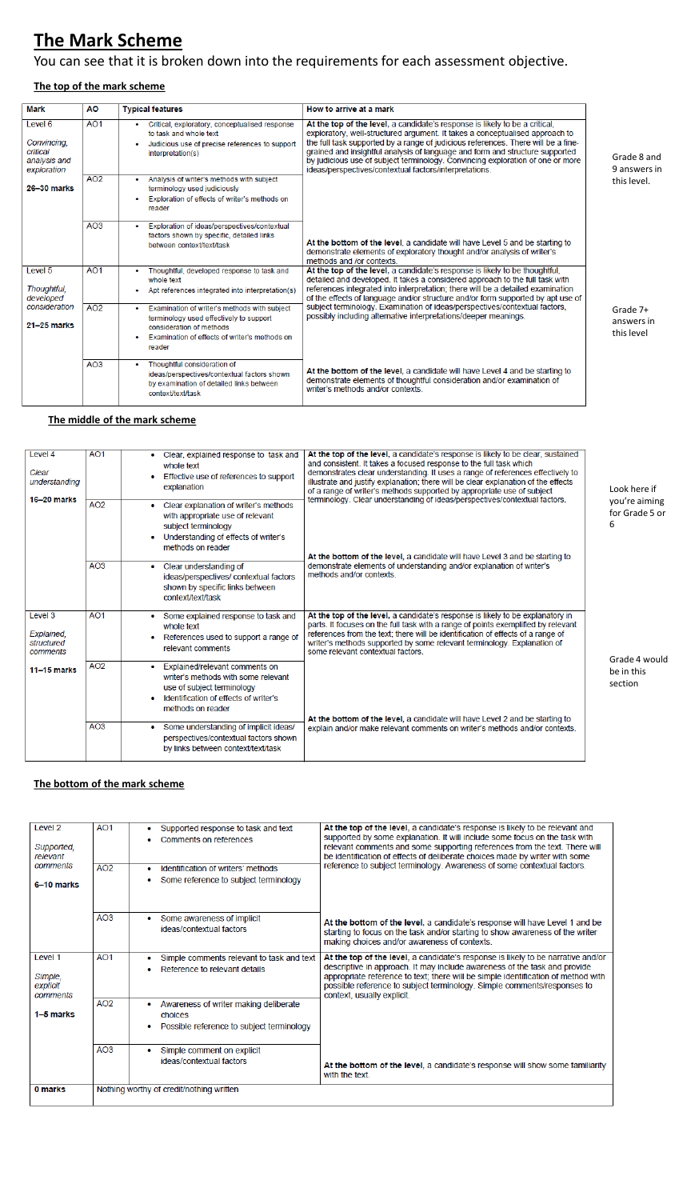# The Mark Scheme

You can see that it is broken down into the requirements for each assessment objective.

### The top of the mark scheme

| Mark | AO | Typical features | How to arrive at a mark |
|---|---|---|---|
| Level 6 *Convincing, critical analysis and exploration* 26–30 marks | AO1 | • Critical, exploratory, conceptualised response to task and whole text • Judicious use of precise references to support interpretation(s) | **At the top of the level**, a candidate's response is likely to be a critical, exploratory, well-structured argument. It takes a conceptualised approach to the full task supported by a range of judicious references. There will be a fine-grained and insightful analysis of language and form and structure supported by judicious use of subject terminology. Convincing exploration of one or more ideas/perspectives/contextual factors/interpretations. |
| | AO2 | • Analysis of writer's methods with subject terminology used judiciously • Exploration of effects of writer's methods on reader | |
| | AO3 | • Exploration of ideas/perspectives/contextual factors shown by specific, detailed links between context/text/task | **At the bottom of the level**, a candidate will have Level 5 and be starting to demonstrate elements of exploratory thought and/or analysis of writer's methods and /or contexts. |
| Level 5 *Thoughtful, developed consideration* 21–25 marks | AO1 | • Thoughtful, developed response to task and whole text • Apt references integrated into interpretation(s) | **At the top of the level**, a candidate's response is likely to be thoughtful, detailed and developed. It takes a considered approach to the full task with references integrated into interpretation; there will be a detailed examination of the effects of language and/or structure and/or form supported by apt use of subject terminology. Examination of ideas/perspectives/contextual factors, possibly including alternative interpretations/deeper meanings. |
| | AO2 | • Examination of writer's methods with subject terminology used effectively to support consideration of methods • Examination of effects of writer's methods on reader | |
| | AO3 | • Thoughtful consideration of ideas/perspectives/contextual factors shown by examination of detailed links between context/text/task | **At the bottom of the level**, a candidate will have Level 4 and be starting to demonstrate elements of thoughtful consideration and/or examination of writer's methods and/or contexts. |

Grade 8 and 9 answers in this level.

Grade 7+ answers in this level

### The middle of the mark scheme

| Mark | AO | Typical features | How to arrive at a mark |
|---|---|---|---|
| Level 4 *Clear understanding* 16–20 marks | AO1 | • Clear, explained response to task and whole text • Effective use of references to support explanation | **At the top of the level**, a candidate's response is likely to be clear, sustained and consistent. It takes a focused response to the full task which demonstrates clear understanding. It uses a range of references effectively to illustrate and justify explanation; there will be clear explanation of the effects of a range of writer's methods supported by appropriate use of subject terminology. Clear understanding of ideas/perspectives/contextual factors. |
| | AO2 | • Clear explanation of writer's methods with appropriate use of relevant subject terminology • Understanding of effects of writer's methods on reader | **At the bottom of the level**, a candidate will have Level 3 and be starting to demonstrate elements of understanding and/or explanation of writer's methods and/or contexts. |
| | AO3 | • Clear understanding of ideas/perspectives/ contextual factors shown by specific links between context/text/task | |
| Level 3 *Explained, structured comments* 11–15 marks | AO1 | • Some explained response to task and whole text • References used to support a range of relevant comments | **At the top of the level**, a candidate's response is likely to be explanatory in parts. It focuses on the full task with a range of points exemplified by relevant references from the text; there will be identification of effects of a range of writer's methods supported by some relevant terminology. Explanation of some relevant contextual factors. |
| | AO2 | • Explained/relevant comments on writer's methods with some relevant use of subject terminology • Identification of effects of writer's methods on reader | **At the bottom of the level**, a candidate will have Level 2 and be starting to explain and/or make relevant comments on writer's methods and/or contexts. |
| | AO3 | • Some understanding of implicit ideas/ perspectives/contextual factors shown by links between context/text/task | |

Look here if you're aiming for Grade 5 or 6

Grade 4 would be in this section

### The bottom of the mark scheme

| Mark | AO | Typical features | How to arrive at a mark |
|---|---|---|---|
| Level 2 *Supported, relevant comments* 6–10 marks | AO1 | • Supported response to task and text • Comments on references | **At the top of the level**, a candidate's response is likely to be relevant and supported by some explanation. It will include some focus on the task with relevant comments and some supporting references from the text. There will be identification of effects of deliberate choices made by writer with some reference to subject terminology. Awareness of some contextual factors. |
| | AO2 | • Identification of writers' methods • Some reference to subject terminology | |
| | AO3 | • Some awareness of implicit ideas/contextual factors | **At the bottom of the level**, a candidate's response will have Level 1 and be starting to focus on the task and/or starting to show awareness of the writer making choices and/or awareness of contexts. |
| Level 1 *Simple, explicit comments* 1–5 marks | AO1 | • Simple comments relevant to task and text • Reference to relevant details | **At the top of the level**, a candidate's response is likely to be narrative and/or descriptive in approach. It may include awareness of the task and provide appropriate reference to text; there will be simple identification of method with possible reference to subject terminology. Simple comments/responses to context, usually explicit. |
| | AO2 | • Awareness of writer making deliberate choices • Possible reference to subject terminology | |
| | AO3 | • Simple comment on explicit ideas/contextual factors | **At the bottom of the level**, a candidate's response will show some familiarity with the text. |
| 0 marks | Nothing worthy of credit/nothing written | | |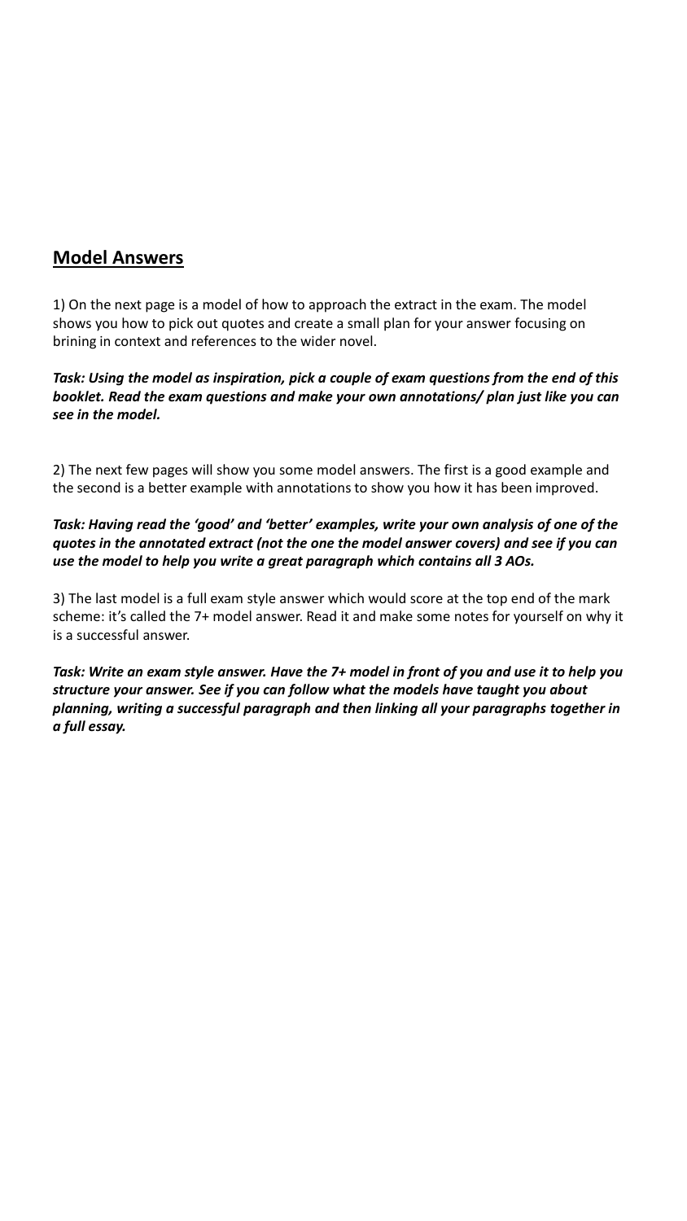## Model Answers

1) On the next page is a model of how to approach the extract in the exam. The model shows you how to pick out quotes and create a small plan for your answer focusing on brining in context and references to the wider novel.

***Task: Using the model as inspiration, pick a couple of exam questions from the end of this booklet. Read the exam questions and make your own annotations/ plan just like you can see in the model.***

2) The next few pages will show you some model answers. The first is a good example and the second is a better example with annotations to show you how it has been improved.

***Task: Having read the 'good' and 'better' examples, write your own analysis of one of the quotes in the annotated extract (not the one the model answer covers) and see if you can use the model to help you write a great paragraph which contains all 3 AOs.***

3) The last model is a full exam style answer which would score at the top end of the mark scheme: it's called the 7+ model answer. Read it and make some notes for yourself on why it is a successful answer.

***Task: Write an exam style answer. Have the 7+ model in front of you and use it to help you structure your answer. See if you can follow what the models have taught you about planning, writing a successful paragraph and then linking all your paragraphs together in a full essay.***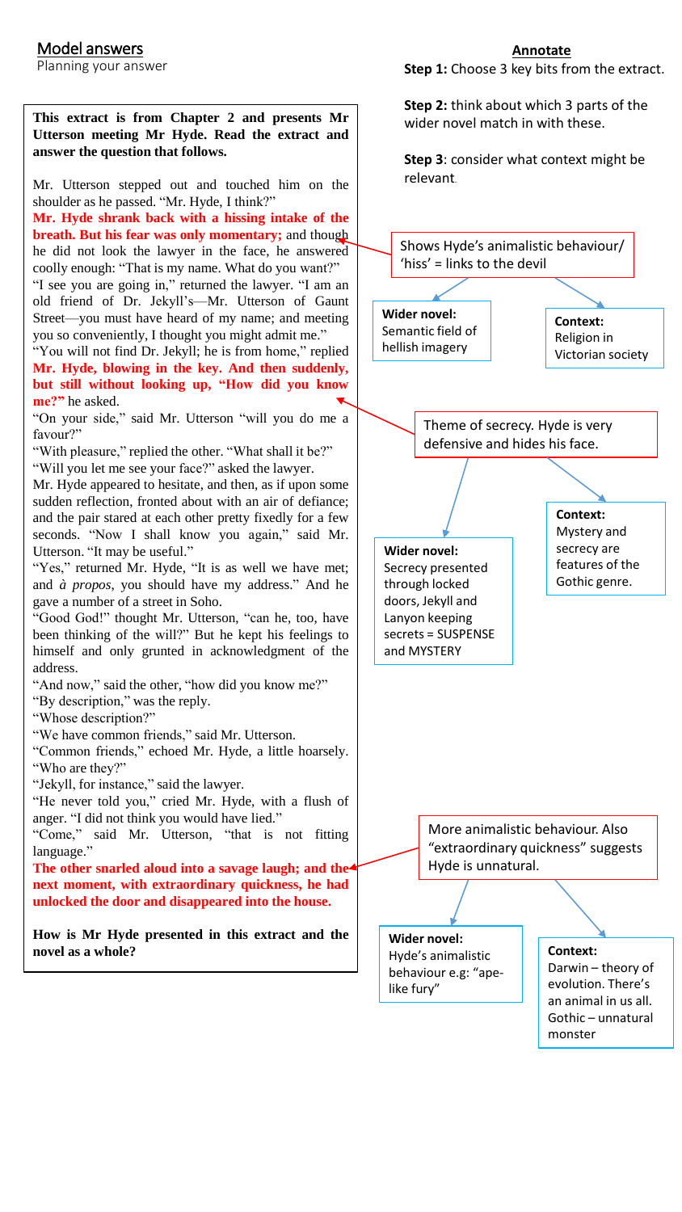## Model answers

Planning your answer

**This extract is from Chapter 2 and presents Mr Utterson meeting Mr Hyde. Read the extract and answer the question that follows.**

Mr. Utterson stepped out and touched him on the shoulder as he passed. "Mr. Hyde, I think?"

**Mr. Hyde shrank back with a hissing intake of the breath. But his fear was only momentary;** and though he did not look the lawyer in the face, he answered coolly enough: "That is my name. What do you want?"

"I see you are going in," returned the lawyer. "I am an old friend of Dr. Jekyll's—Mr. Utterson of Gaunt Street—you must have heard of my name; and meeting you so conveniently, I thought you might admit me."

"You will not find Dr. Jekyll; he is from home," replied **Mr. Hyde, blowing in the key. And then suddenly, but still without looking up, "How did you know me?"** he asked.

"On your side," said Mr. Utterson "will you do me a favour?"

"With pleasure," replied the other. "What shall it be?"

"Will you let me see your face?" asked the lawyer.

Mr. Hyde appeared to hesitate, and then, as if upon some sudden reflection, fronted about with an air of defiance; and the pair stared at each other pretty fixedly for a few seconds. "Now I shall know you again," said Mr. Utterson. "It may be useful."

"Yes," returned Mr. Hyde, "It is as well we have met; and *à propos*, you should have my address." And he gave a number of a street in Soho.

"Good God!" thought Mr. Utterson, "can he, too, have been thinking of the will?" But he kept his feelings to himself and only grunted in acknowledgment of the address.

"And now," said the other, "how did you know me?"

"By description," was the reply.

"Whose description?"

"We have common friends," said Mr. Utterson.

"Common friends," echoed Mr. Hyde, a little hoarsely. "Who are they?"

"Jekyll, for instance," said the lawyer.

"He never told you," cried Mr. Hyde, with a flush of anger. "I did not think you would have lied."

"Come," said Mr. Utterson, "that is not fitting language."

**The other snarled aloud into a savage laugh; and the next moment, with extraordinary quickness, he had unlocked the door and disappeared into the house.**

**How is Mr Hyde presented in this extract and the novel as a whole?**

### Annotate

**Step 1:** Choose 3 key bits from the extract.

**Step 2:** think about which 3 parts of the wider novel match in with these.

**Step 3**: consider what context might be relevant.

Shows Hyde's animalistic behaviour/ 'hiss' = links to the devil

- **Wider novel:** Semantic field of hellish imagery
- **Context:** Religion in Victorian society

Theme of secrecy. Hyde is very defensive and hides his face.

- **Wider novel:** Secrecy presented through locked doors, Jekyll and Lanyon keeping secrets = SUSPENSE and MYSTERY
- **Context:** Mystery and secrecy are features of the Gothic genre.

More animalistic behaviour. Also "extraordinary quickness" suggests Hyde is unnatural.

- **Wider novel:** Hyde's animalistic behaviour e.g: "ape-like fury"
- **Context:** Darwin – theory of evolution. There's an animal in us all. Gothic – unnatural monster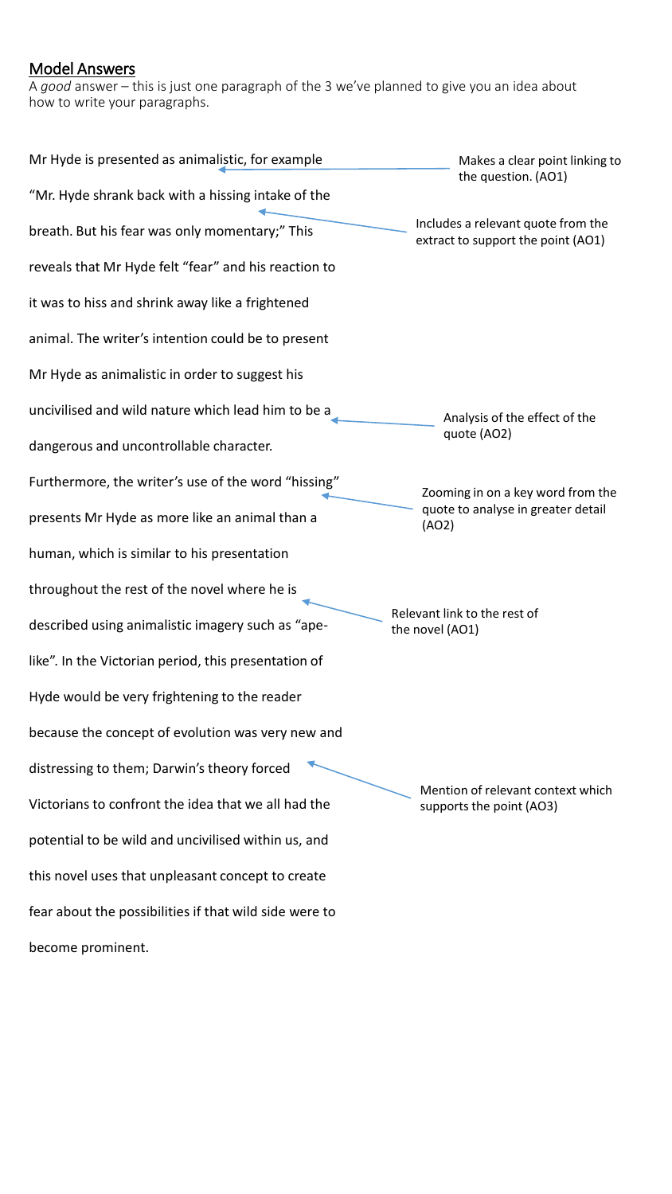## Model Answers

A *good* answer – this is just one paragraph of the 3 we've planned to give you an idea about how to write your paragraphs.

Mr Hyde is presented as animalistic, for example "Mr. Hyde shrank back with a hissing intake of the breath. But his fear was only momentary;" This reveals that Mr Hyde felt "fear" and his reaction to it was to hiss and shrink away like a frightened animal. The writer's intention could be to present Mr Hyde as animalistic in order to suggest his uncivilised and wild nature which lead him to be a dangerous and uncontrollable character. Furthermore, the writer's use of the word "hissing" presents Mr Hyde as more like an animal than a human, which is similar to his presentation throughout the rest of the novel where he is described using animalistic imagery such as "ape-like". In the Victorian period, this presentation of Hyde would be very frightening to the reader because the concept of evolution was very new and distressing to them; Darwin's theory forced Victorians to confront the idea that we all had the potential to be wild and uncivilised within us, and this novel uses that unpleasant concept to create fear about the possibilities if that wild side were to become prominent.

Makes a clear point linking to the question. (AO1)

Includes a relevant quote from the extract to support the point (AO1)

Analysis of the effect of the quote (AO2)

Zooming in on a key word from the quote to analyse in greater detail (AO2)

Relevant link to the rest of the novel (AO1)

Mention of relevant context which supports the point (AO3)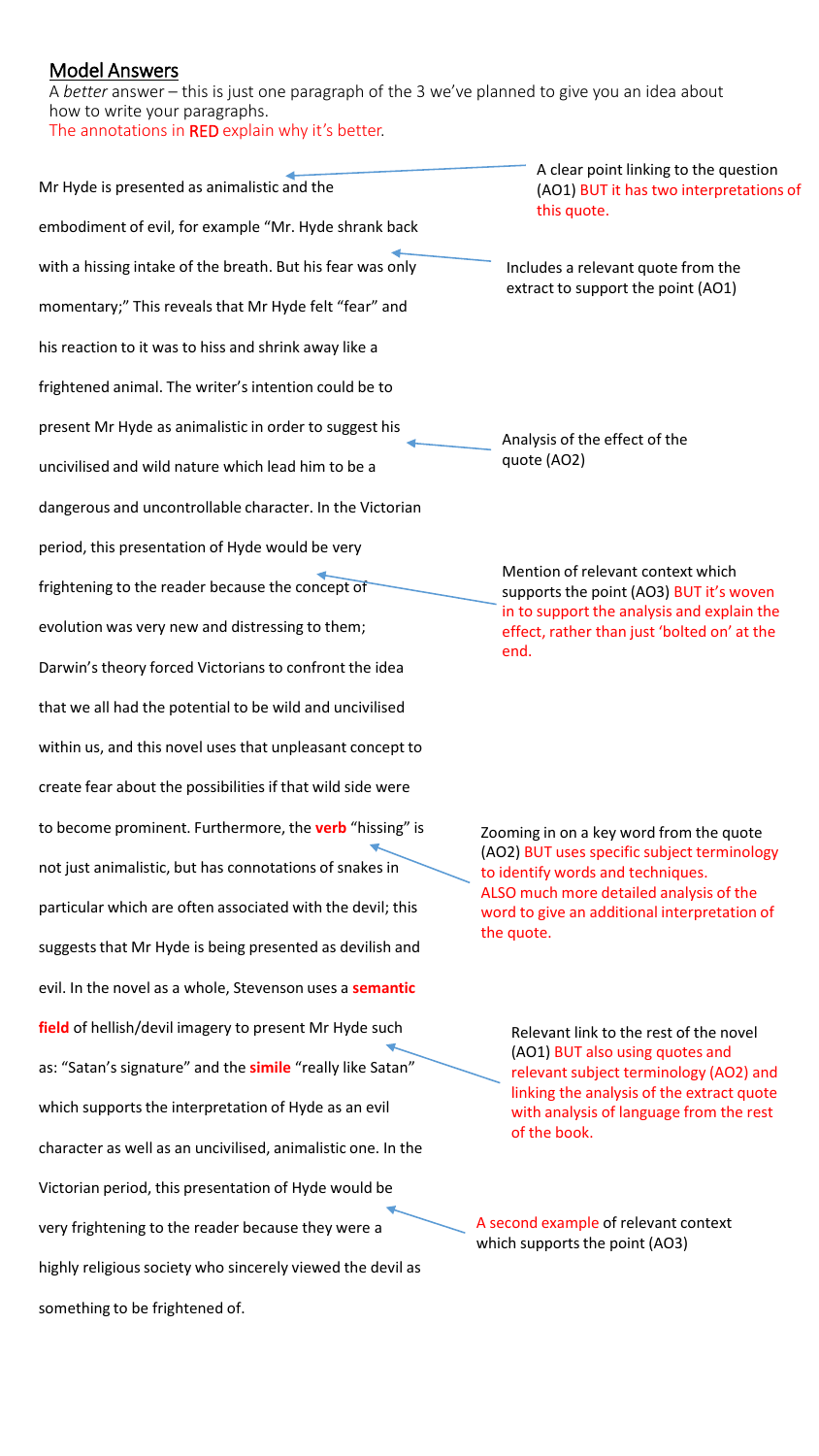## Model Answers

A *better* answer – this is just one paragraph of the 3 we've planned to give you an idea about how to write your paragraphs.
The annotations in **RED** explain why it's better.

Mr Hyde is presented as animalistic and the embodiment of evil, for example "Mr. Hyde shrank back with a hissing intake of the breath. But his fear was only momentary;" This reveals that Mr Hyde felt "fear" and his reaction to it was to hiss and shrink away like a frightened animal. The writer's intention could be to present Mr Hyde as animalistic in order to suggest his uncivilised and wild nature which lead him to be a dangerous and uncontrollable character. In the Victorian period, this presentation of Hyde would be very frightening to the reader because the concept of evolution was very new and distressing to them; Darwin's theory forced Victorians to confront the idea that we all had the potential to be wild and uncivilised within us, and this novel uses that unpleasant concept to create fear about the possibilities if that wild side were to become prominent. Furthermore, the **verb** "hissing" is not just animalistic, but has connotations of snakes in particular which are often associated with the devil; this suggests that Mr Hyde is being presented as devilish and evil. In the novel as a whole, Stevenson uses a **semantic field** of hellish/devil imagery to present Mr Hyde such as: "Satan's signature" and the **simile** "really like Satan" which supports the interpretation of Hyde as an evil character as well as an uncivilised, animalistic one. In the Victorian period, this presentation of Hyde would be very frightening to the reader because they were a highly religious society who sincerely viewed the devil as something to be frightened of.

Annotations:

- A clear point linking to the question (AO1) BUT it has two interpretations of this quote.
- Includes a relevant quote from the extract to support the point (AO1)
- Analysis of the effect of the quote (AO2)
- Mention of relevant context which supports the point (AO3) BUT it's woven in to support the analysis and explain the effect, rather than just 'bolted on' at the end.
- Zooming in on a key word from the quote (AO2) BUT uses specific subject terminology to identify words and techniques. ALSO much more detailed analysis of the word to give an additional interpretation of the quote.
- Relevant link to the rest of the novel (AO1) BUT also using quotes and relevant subject terminology (AO2) and linking the analysis of the extract quote with analysis of language from the rest of the book.
- A second example of relevant context which supports the point (AO3)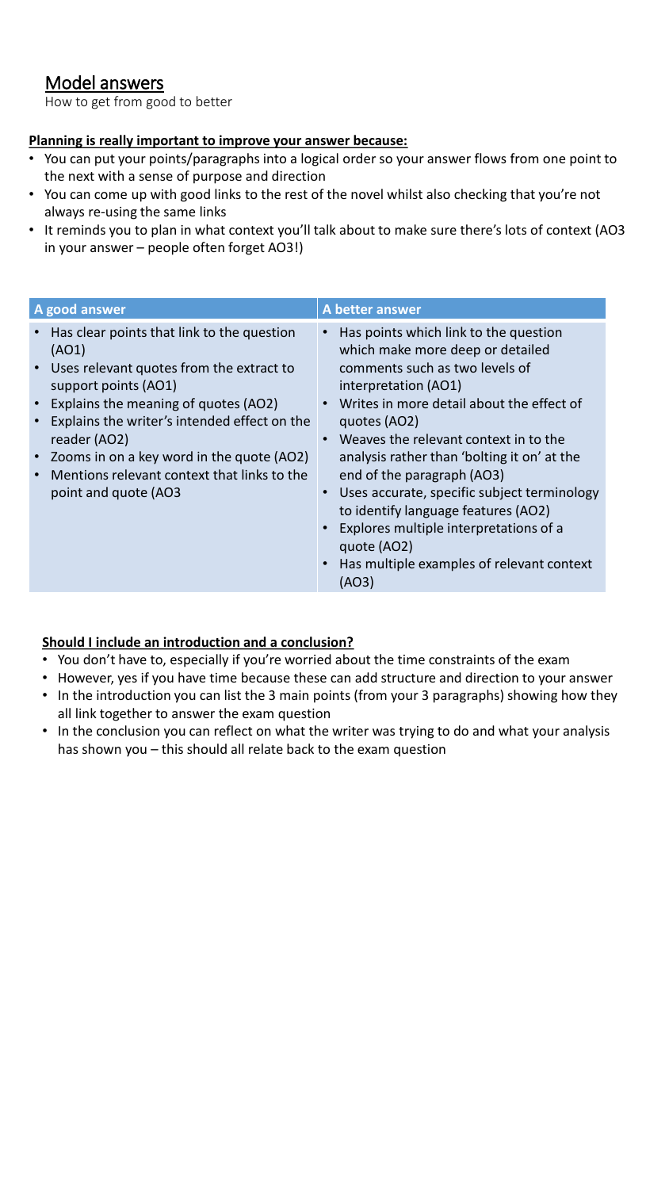## Model answers

How to get from good to better

**Planning is really important to improve your answer because:**

- You can put your points/paragraphs into a logical order so your answer flows from one point to the next with a sense of purpose and direction
- You can come up with good links to the rest of the novel whilst also checking that you're not always re-using the same links
- It reminds you to plan in what context you'll talk about to make sure there's lots of context (AO3 in your answer – people often forget AO3!)

| A good answer | A better answer |
| --- | --- |
| • Has clear points that link to the question (AO1)<br>• Uses relevant quotes from the extract to support points (AO1)<br>• Explains the meaning of quotes (AO2)<br>• Explains the writer's intended effect on the reader (AO2)<br>• Zooms in on a key word in the quote (AO2)<br>• Mentions relevant context that links to the point and quote (AO3 | • Has points which link to the question which make more deep or detailed comments such as two levels of interpretation (AO1)<br>• Writes in more detail about the effect of quotes (AO2)<br>• Weaves the relevant context in to the analysis rather than 'bolting it on' at the end of the paragraph (AO3)<br>• Uses accurate, specific subject terminology to identify language features (AO2)<br>• Explores multiple interpretations of a quote (AO2)<br>• Has multiple examples of relevant context (AO3) |

**Should I include an introduction and a conclusion?**

- You don't have to, especially if you're worried about the time constraints of the exam
- However, yes if you have time because these can add structure and direction to your answer
- In the introduction you can list the 3 main points (from your 3 paragraphs) showing how they all link together to answer the exam question
- In the conclusion you can reflect on what the writer was trying to do and what your analysis has shown you – this should all relate back to the exam question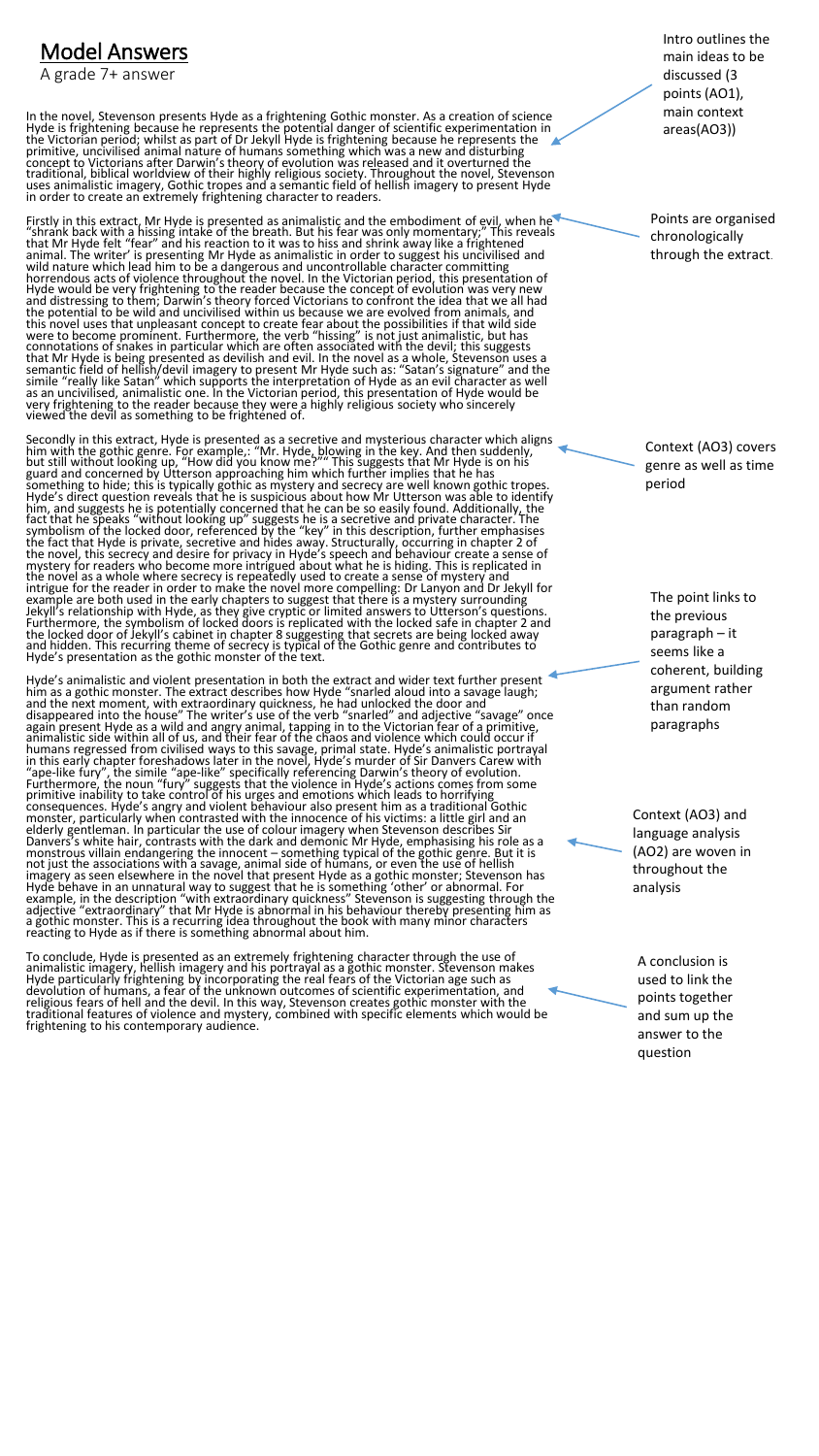# Model Answers

A grade 7+ answer

In the novel, Stevenson presents Hyde as a frightening Gothic monster. As a creation of science Hyde is frightening because he represents the potential danger of scientific experimentation in the Victorian period; whilst as part of Dr Jekyll Hyde is frightening because he represents the primitive, uncivilised animal nature of humans something which was a new and disturbing concept to Victorians after Darwin's theory of evolution was released and it overturned the traditional, biblical worldview of their highly religious society. Throughout the novel, Stevenson uses animalistic imagery, Gothic tropes and a semantic field of hellish imagery to present Hyde in order to create an extremely frightening character to readers.

> Intro outlines the main ideas to be discussed (3 points (AO1), main context areas(AO3))

Firstly in this extract, Mr Hyde is presented as animalistic and the embodiment of evil, when he "shrank back with a hissing intake of the breath. But his fear was only momentary;" This reveals that Mr Hyde felt "fear" and his reaction to it was to hiss and shrink away like a frightened animal. The writer' is presenting Mr Hyde as animalistic in order to suggest his uncivilised and wild nature which lead him to be a dangerous and uncontrollable character committing horrendous acts of violence throughout the novel. In the Victorian period, this presentation of Hyde would be very frightening to the reader because the concept of evolution was very new and distressing to them; Darwin's theory forced Victorians to confront the idea that we all had the potential to be wild and uncivilised within us because we are evolved from animals, and this novel uses that unpleasant concept to create fear about the possibilities if that wild side were to become prominent. Furthermore, the verb "hissing" is not just animalistic, but has connotations of snakes in particular which are often associated with the devil; this suggests that Mr Hyde is being presented as devilish and evil. In the novel as a whole, Stevenson uses a semantic field of hellish/devil imagery to present Mr Hyde such as: "Satan's signature" and the simile "really like Satan" which supports the interpretation of Hyde as an evil character as well as an uncivilised, animalistic one. In the Victorian period, this presentation of Hyde would be very frightening to the reader because they were a highly religious society who sincerely viewed the devil as something to be frightened of.

> Points are organised chronologically through the extract.

Secondly in this extract, Hyde is presented as a secretive and mysterious character which aligns him with the gothic genre. For example,: "Mr. Hyde, blowing in the key. And then suddenly, but still without looking up, "How did you know me?"" This suggests that Mr Hyde is on his guard and concerned by Utterson approaching him which further implies that he has something to hide; this is typically gothic as mystery and secrecy are well known gothic tropes. Hyde's direct question reveals that he is suspicious about how Mr Utterson was able to identify him, and suggests he is potentially concerned that he can be so easily found. Additionally, the fact that he speaks "without looking up" suggests he is a secretive and private character. The symbolism of the locked door, referenced by the "key" in this description, further emphasises the fact that Hyde is private, secretive and hides away. Structurally, occurring in chapter 2 of the novel, this secrecy and desire for privacy in Hyde's speech and behaviour create a sense of mystery for readers who become more intrigued about what he is hiding. This is replicated in the novel as a whole where secrecy is repeatedly used to create a sense of mystery and intrigue for the reader in order to make the novel more compelling: Dr Lanyon and Dr Jekyll for example are both used in the early chapters to suggest that there is a mystery surrounding Jekyll's relationship with Hyde, as they give cryptic or limited answers to Utterson's questions. Furthermore, the symbolism of locked doors is replicated with the locked safe in chapter 2 and the locked door of Jekyll's cabinet in chapter 8 suggesting that secrets are being locked away and hidden. This recurring theme of secrecy is typical of the Gothic genre and contributes to Hyde's presentation as the gothic monster of the text.

> Context (AO3) covers genre as well as time period

> The point links to the previous paragraph – it seems like a coherent, building argument rather than random paragraphs

Hyde's animalistic and violent presentation in both the extract and wider text further present him as a gothic monster. The extract describes how Hyde "snarled aloud into a savage laugh; and the next moment, with extraordinary quickness, he had unlocked the door and disappeared into the house" The writer's use of the verb "snarled" and adjective "savage" once again present Hyde as a wild and angry animal, tapping in to the Victorian fear of a primitive, animalistic side within all of us, and their fear of the chaos and violence which could occur if humans regressed from civilised ways to this savage, primal state. Hyde's animalistic portrayal in this early chapter foreshadows later in the novel, Hyde's murder of Sir Danvers Carew with "ape-like fury", the simile "ape-like" specifically referencing Darwin's theory of evolution. Furthermore, the noun "fury" suggests that the violence in Hyde's actions comes from some primitive inability to take control of his urges and emotions which leads to horrifying consequences. Hyde's angry and violent behaviour also present him as a traditional Gothic monster, particularly when contrasted with the innocence of his victims: a little girl and an elderly gentleman. In particular the use of colour imagery when Stevenson describes Sir Danvers's white hair, contrasts with the dark and demonic Mr Hyde, emphasising his role as a monstrous villain endangering the innocent – something typical of the gothic genre. But it is not just the associations with a savage, animal side of humans, or even the use of hellish imagery as seen elsewhere in the novel that present Hyde as a gothic monster; Stevenson has Hyde behave in an unnatural way to suggest that he is something 'other' or abnormal. For example, in the description "with extraordinary quickness" Stevenson is suggesting through the adjective "extraordinary" that Mr Hyde is abnormal in his behaviour thereby presenting him as a gothic monster. This is a recurring idea throughout the book with many minor characters reacting to Hyde as if there is something abnormal about him.

> Context (AO3) and language analysis (AO2) are woven in throughout the analysis

To conclude, Hyde is presented as an extremely frightening character through the use of animalistic imagery, hellish imagery and his portrayal as a gothic monster. Stevenson makes Hyde particularly frightening by incorporating the real fears of the Victorian age such as devolution of humans, a fear of the unknown outcomes of scientific experimentation, and religious fears of hell and the devil. In this way, Stevenson creates gothic monster with the traditional features of violence and mystery, combined with specific elements which would be frightening to his contemporary audience.

> A conclusion is used to link the points together and sum up the answer to the question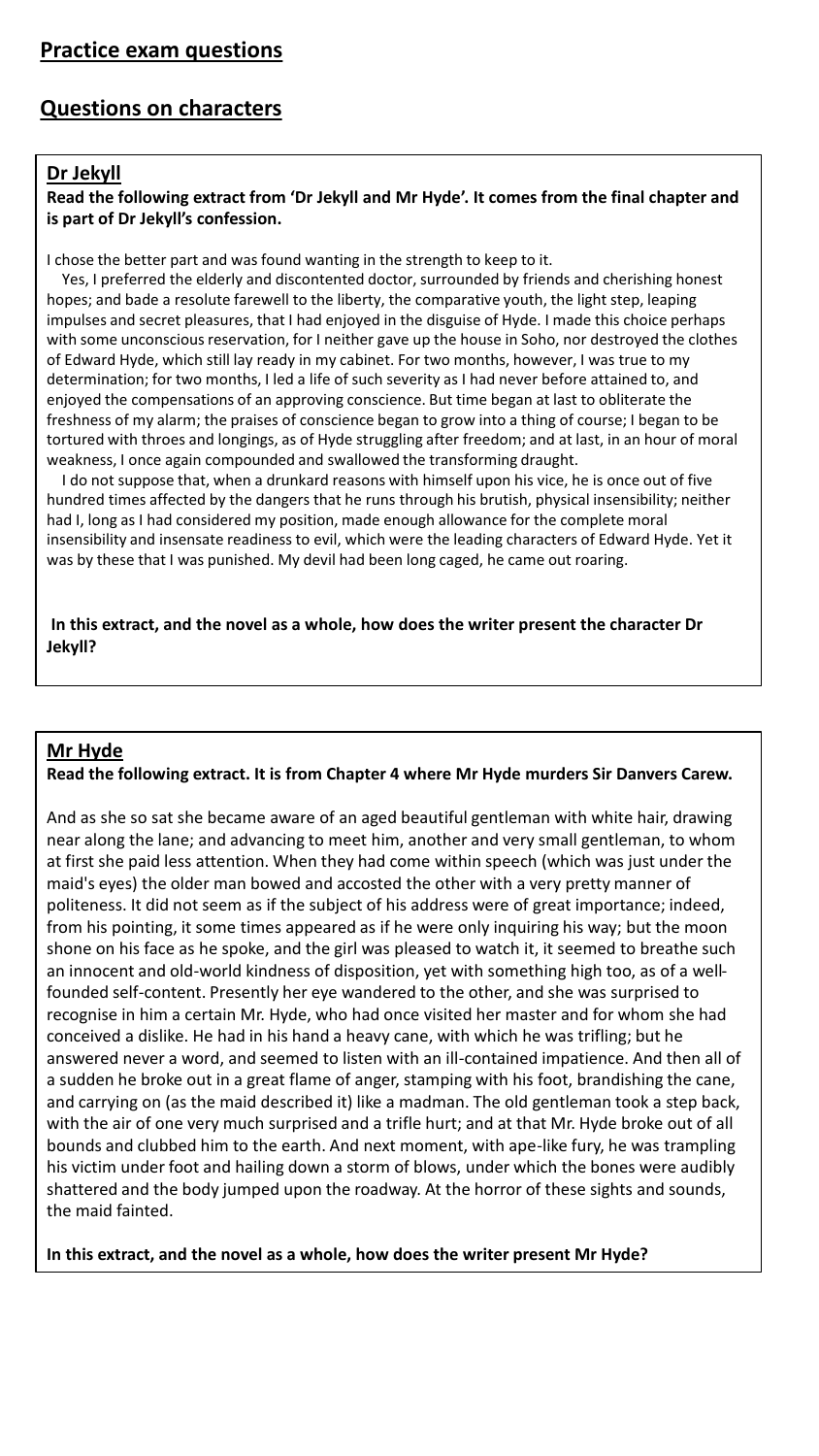## Practice exam questions

## Questions on characters

### Dr Jekyll

**Read the following extract from 'Dr Jekyll and Mr Hyde'. It comes from the final chapter and is part of Dr Jekyll's confession.**

I chose the better part and was found wanting in the strength to keep to it.

Yes, I preferred the elderly and discontented doctor, surrounded by friends and cherishing honest hopes; and bade a resolute farewell to the liberty, the comparative youth, the light step, leaping impulses and secret pleasures, that I had enjoyed in the disguise of Hyde. I made this choice perhaps with some unconscious reservation, for I neither gave up the house in Soho, nor destroyed the clothes of Edward Hyde, which still lay ready in my cabinet. For two months, however, I was true to my determination; for two months, I led a life of such severity as I had never before attained to, and enjoyed the compensations of an approving conscience. But time began at last to obliterate the freshness of my alarm; the praises of conscience began to grow into a thing of course; I began to be tortured with throes and longings, as of Hyde struggling after freedom; and at last, in an hour of moral weakness, I once again compounded and swallowed the transforming draught.

I do not suppose that, when a drunkard reasons with himself upon his vice, he is once out of five hundred times affected by the dangers that he runs through his brutish, physical insensibility; neither had I, long as I had considered my position, made enough allowance for the complete moral insensibility and insensate readiness to evil, which were the leading characters of Edward Hyde. Yet it was by these that I was punished. My devil had been long caged, he came out roaring.

**In this extract, and the novel as a whole, how does the writer present the character Dr Jekyll?**

### Mr Hyde

**Read the following extract. It is from Chapter 4 where Mr Hyde murders Sir Danvers Carew.**

And as she so sat she became aware of an aged beautiful gentleman with white hair, drawing near along the lane; and advancing to meet him, another and very small gentleman, to whom at first she paid less attention. When they had come within speech (which was just under the maid's eyes) the older man bowed and accosted the other with a very pretty manner of politeness. It did not seem as if the subject of his address were of great importance; indeed, from his pointing, it some times appeared as if he were only inquiring his way; but the moon shone on his face as he spoke, and the girl was pleased to watch it, it seemed to breathe such an innocent and old-world kindness of disposition, yet with something high too, as of a well-founded self-content. Presently her eye wandered to the other, and she was surprised to recognise in him a certain Mr. Hyde, who had once visited her master and for whom she had conceived a dislike. He had in his hand a heavy cane, with which he was trifling; but he answered never a word, and seemed to listen with an ill-contained impatience. And then all of a sudden he broke out in a great flame of anger, stamping with his foot, brandishing the cane, and carrying on (as the maid described it) like a madman. The old gentleman took a step back, with the air of one very much surprised and a trifle hurt; and at that Mr. Hyde broke out of all bounds and clubbed him to the earth. And next moment, with ape-like fury, he was trampling his victim under foot and hailing down a storm of blows, under which the bones were audibly shattered and the body jumped upon the roadway. At the horror of these sights and sounds, the maid fainted.

**In this extract, and the novel as a whole, how does the writer present Mr Hyde?**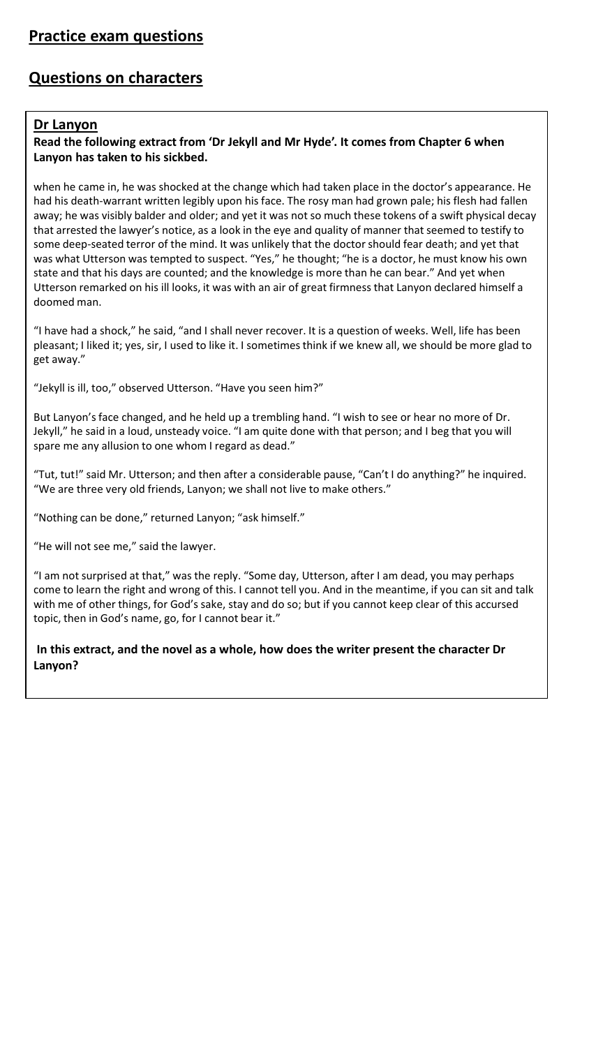## Practice exam questions

## Questions on characters

### Dr Lanyon

**Read the following extract from 'Dr Jekyll and Mr Hyde'. It comes from Chapter 6 when Lanyon has taken to his sickbed.**

when he came in, he was shocked at the change which had taken place in the doctor's appearance. He had his death-warrant written legibly upon his face. The rosy man had grown pale; his flesh had fallen away; he was visibly balder and older; and yet it was not so much these tokens of a swift physical decay that arrested the lawyer's notice, as a look in the eye and quality of manner that seemed to testify to some deep-seated terror of the mind. It was unlikely that the doctor should fear death; and yet that was what Utterson was tempted to suspect. "Yes," he thought; "he is a doctor, he must know his own state and that his days are counted; and the knowledge is more than he can bear." And yet when Utterson remarked on his ill looks, it was with an air of great firmness that Lanyon declared himself a doomed man.

"I have had a shock," he said, "and I shall never recover. It is a question of weeks. Well, life has been pleasant; I liked it; yes, sir, I used to like it. I sometimes think if we knew all, we should be more glad to get away."

"Jekyll is ill, too," observed Utterson. "Have you seen him?"

But Lanyon's face changed, and he held up a trembling hand. "I wish to see or hear no more of Dr. Jekyll," he said in a loud, unsteady voice. "I am quite done with that person; and I beg that you will spare me any allusion to one whom I regard as dead."

"Tut, tut!" said Mr. Utterson; and then after a considerable pause, "Can't I do anything?" he inquired. "We are three very old friends, Lanyon; we shall not live to make others."

"Nothing can be done," returned Lanyon; "ask himself."

"He will not see me," said the lawyer.

"I am not surprised at that," was the reply. "Some day, Utterson, after I am dead, you may perhaps come to learn the right and wrong of this. I cannot tell you. And in the meantime, if you can sit and talk with me of other things, for God's sake, stay and do so; but if you cannot keep clear of this accursed topic, then in God's name, go, for I cannot bear it."

**In this extract, and the novel as a whole, how does the writer present the character Dr Lanyon?**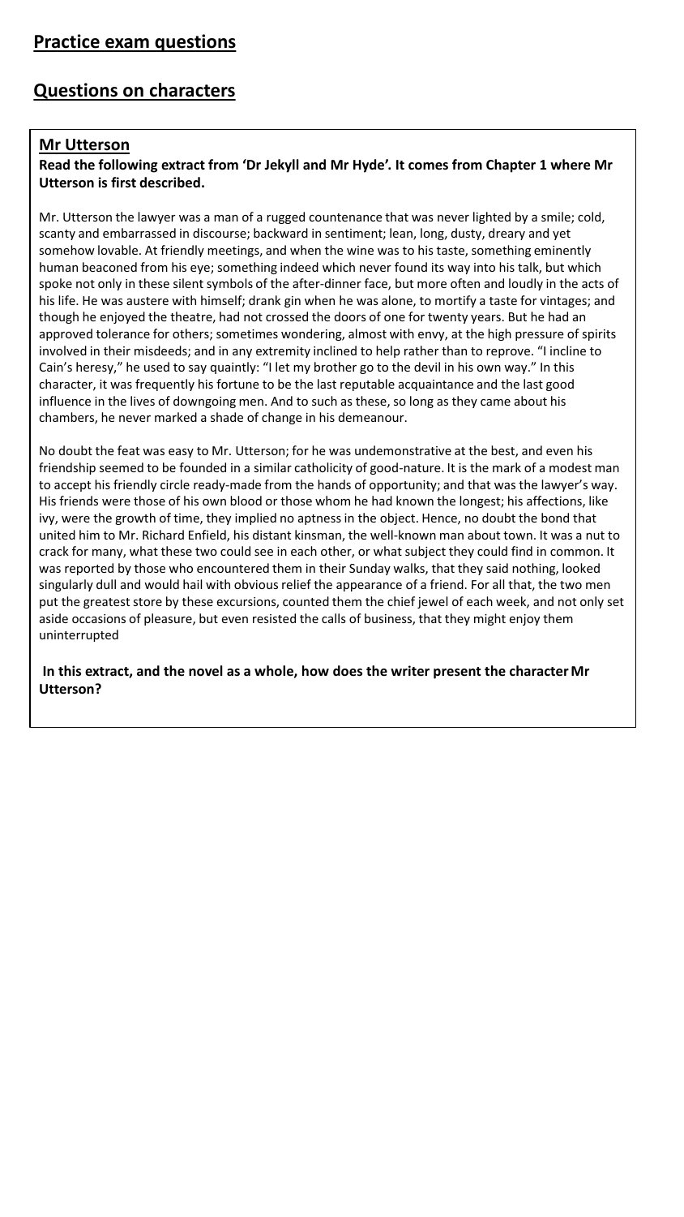## Practice exam questions

## Questions on characters

### Mr Utterson

**Read the following extract from 'Dr Jekyll and Mr Hyde'. It comes from Chapter 1 where Mr Utterson is first described.**

Mr. Utterson the lawyer was a man of a rugged countenance that was never lighted by a smile; cold, scanty and embarrassed in discourse; backward in sentiment; lean, long, dusty, dreary and yet somehow lovable. At friendly meetings, and when the wine was to his taste, something eminently human beaconed from his eye; something indeed which never found its way into his talk, but which spoke not only in these silent symbols of the after-dinner face, but more often and loudly in the acts of his life. He was austere with himself; drank gin when he was alone, to mortify a taste for vintages; and though he enjoyed the theatre, had not crossed the doors of one for twenty years. But he had an approved tolerance for others; sometimes wondering, almost with envy, at the high pressure of spirits involved in their misdeeds; and in any extremity inclined to help rather than to reprove. "I incline to Cain's heresy," he used to say quaintly: "I let my brother go to the devil in his own way." In this character, it was frequently his fortune to be the last reputable acquaintance and the last good influence in the lives of downgoing men. And to such as these, so long as they came about his chambers, he never marked a shade of change in his demeanour.

No doubt the feat was easy to Mr. Utterson; for he was undemonstrative at the best, and even his friendship seemed to be founded in a similar catholicity of good-nature. It is the mark of a modest man to accept his friendly circle ready-made from the hands of opportunity; and that was the lawyer's way. His friends were those of his own blood or those whom he had known the longest; his affections, like ivy, were the growth of time, they implied no aptness in the object. Hence, no doubt the bond that united him to Mr. Richard Enfield, his distant kinsman, the well-known man about town. It was a nut to crack for many, what these two could see in each other, or what subject they could find in common. It was reported by those who encountered them in their Sunday walks, that they said nothing, looked singularly dull and would hail with obvious relief the appearance of a friend. For all that, the two men put the greatest store by these excursions, counted them the chief jewel of each week, and not only set aside occasions of pleasure, but even resisted the calls of business, that they might enjoy them uninterrupted

**In this extract, and the novel as a whole, how does the writer present the character Mr Utterson?**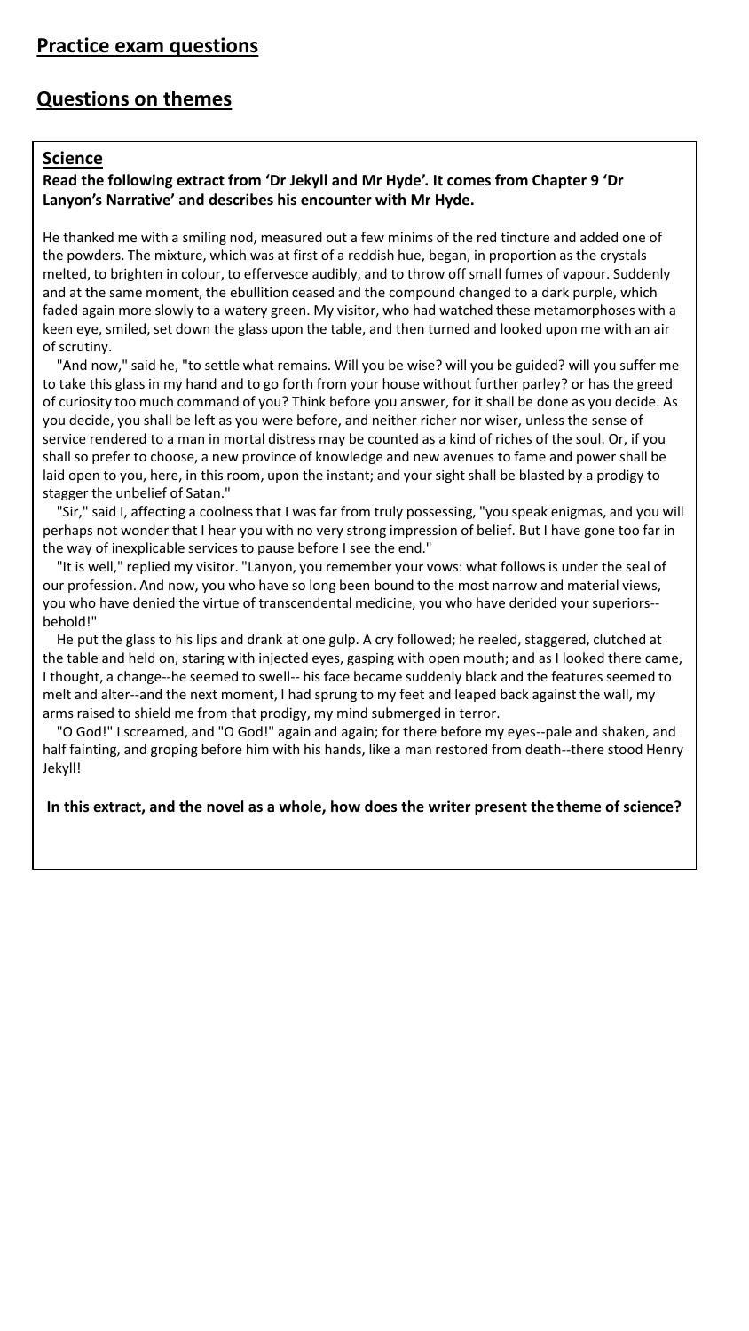## Practice exam questions

## Questions on themes

### Science

**Read the following extract from 'Dr Jekyll and Mr Hyde'. It comes from Chapter 9 'Dr Lanyon's Narrative' and describes his encounter with Mr Hyde.**

He thanked me with a smiling nod, measured out a few minims of the red tincture and added one of the powders. The mixture, which was at first of a reddish hue, began, in proportion as the crystals melted, to brighten in colour, to effervesce audibly, and to throw off small fumes of vapour. Suddenly and at the same moment, the ebullition ceased and the compound changed to a dark purple, which faded again more slowly to a watery green. My visitor, who had watched these metamorphoses with a keen eye, smiled, set down the glass upon the table, and then turned and looked upon me with an air of scrutiny.

"And now," said he, "to settle what remains. Will you be wise? will you be guided? will you suffer me to take this glass in my hand and to go forth from your house without further parley? or has the greed of curiosity too much command of you? Think before you answer, for it shall be done as you decide. As you decide, you shall be left as you were before, and neither richer nor wiser, unless the sense of service rendered to a man in mortal distress may be counted as a kind of riches of the soul. Or, if you shall so prefer to choose, a new province of knowledge and new avenues to fame and power shall be laid open to you, here, in this room, upon the instant; and your sight shall be blasted by a prodigy to stagger the unbelief of Satan."

"Sir," said I, affecting a coolness that I was far from truly possessing, "you speak enigmas, and you will perhaps not wonder that I hear you with no very strong impression of belief. But I have gone too far in the way of inexplicable services to pause before I see the end."

"It is well," replied my visitor. "Lanyon, you remember your vows: what follows is under the seal of our profession. And now, you who have so long been bound to the most narrow and material views, you who have denied the virtue of transcendental medicine, you who have derided your superiors--behold!"

He put the glass to his lips and drank at one gulp. A cry followed; he reeled, staggered, clutched at the table and held on, staring with injected eyes, gasping with open mouth; and as I looked there came, I thought, a change--he seemed to swell-- his face became suddenly black and the features seemed to melt and alter--and the next moment, I had sprung to my feet and leaped back against the wall, my arms raised to shield me from that prodigy, my mind submerged in terror.

"O God!" I screamed, and "O God!" again and again; for there before my eyes--pale and shaken, and half fainting, and groping before him with his hands, like a man restored from death--there stood Henry Jekyll!

**In this extract, and the novel as a whole, how does the writer present the theme of science?**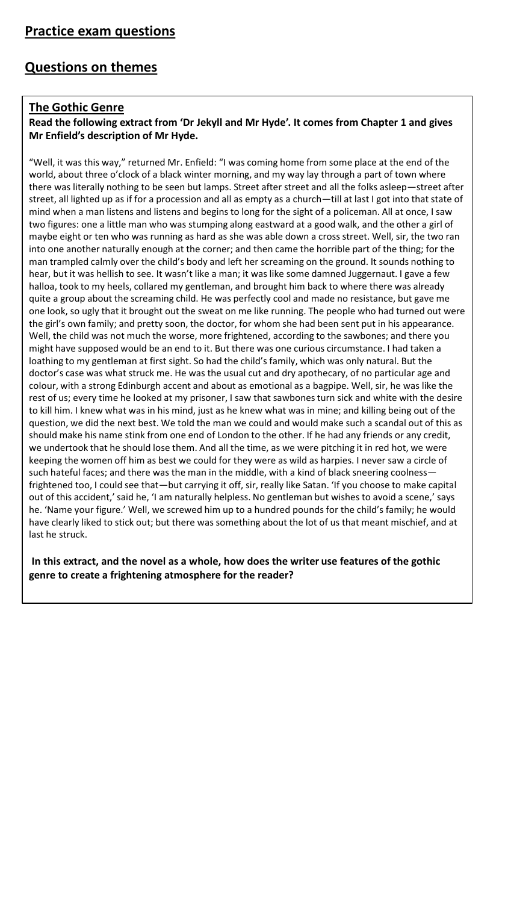## Practice exam questions

## Questions on themes

### The Gothic Genre

**Read the following extract from 'Dr Jekyll and Mr Hyde'. It comes from Chapter 1 and gives Mr Enfield's description of Mr Hyde.**

"Well, it was this way," returned Mr. Enfield: "I was coming home from some place at the end of the world, about three o'clock of a black winter morning, and my way lay through a part of town where there was literally nothing to be seen but lamps. Street after street and all the folks asleep—street after street, all lighted up as if for a procession and all as empty as a church—till at last I got into that state of mind when a man listens and listens and begins to long for the sight of a policeman. All at once, I saw two figures: one a little man who was stumping along eastward at a good walk, and the other a girl of maybe eight or ten who was running as hard as she was able down a cross street. Well, sir, the two ran into one another naturally enough at the corner; and then came the horrible part of the thing; for the man trampled calmly over the child's body and left her screaming on the ground. It sounds nothing to hear, but it was hellish to see. It wasn't like a man; it was like some damned Juggernaut. I gave a few halloa, took to my heels, collared my gentleman, and brought him back to where there was already quite a group about the screaming child. He was perfectly cool and made no resistance, but gave me one look, so ugly that it brought out the sweat on me like running. The people who had turned out were the girl's own family; and pretty soon, the doctor, for whom she had been sent put in his appearance. Well, the child was not much the worse, more frightened, according to the sawbones; and there you might have supposed would be an end to it. But there was one curious circumstance. I had taken a loathing to my gentleman at first sight. So had the child's family, which was only natural. But the doctor's case was what struck me. He was the usual cut and dry apothecary, of no particular age and colour, with a strong Edinburgh accent and about as emotional as a bagpipe. Well, sir, he was like the rest of us; every time he looked at my prisoner, I saw that sawbones turn sick and white with the desire to kill him. I knew what was in his mind, just as he knew what was in mine; and killing being out of the question, we did the next best. We told the man we could and would make such a scandal out of this as should make his name stink from one end of London to the other. If he had any friends or any credit, we undertook that he should lose them. And all the time, as we were pitching it in red hot, we were keeping the women off him as best we could for they were as wild as harpies. I never saw a circle of such hateful faces; and there was the man in the middle, with a kind of black sneering coolness—frightened too, I could see that—but carrying it off, sir, really like Satan. 'If you choose to make capital out of this accident,' said he, 'I am naturally helpless. No gentleman but wishes to avoid a scene,' says he. 'Name your figure.' Well, we screwed him up to a hundred pounds for the child's family; he would have clearly liked to stick out; but there was something about the lot of us that meant mischief, and at last he struck.

**In this extract, and the novel as a whole, how does the writer use features of the gothic genre to create a frightening atmosphere for the reader?**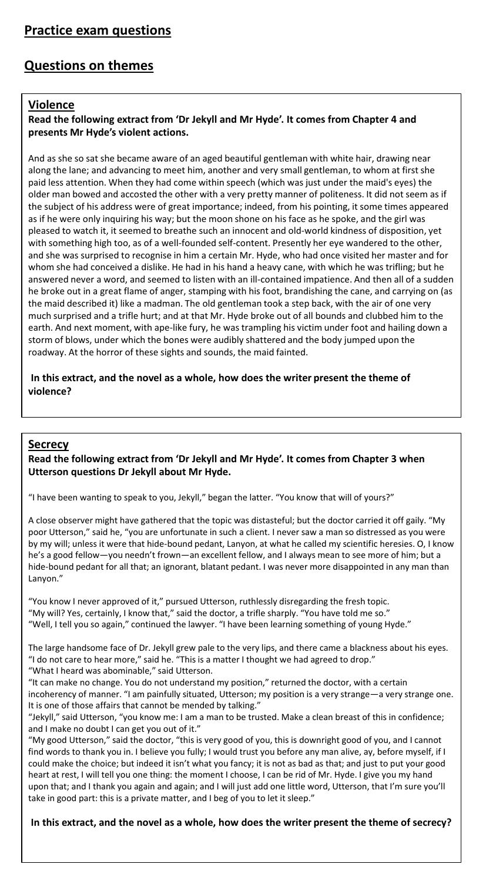## Practice exam questions

## Questions on themes

### Violence

**Read the following extract from 'Dr Jekyll and Mr Hyde'. It comes from Chapter 4 and presents Mr Hyde's violent actions.**

And as she so sat she became aware of an aged beautiful gentleman with white hair, drawing near along the lane; and advancing to meet him, another and very small gentleman, to whom at first she paid less attention. When they had come within speech (which was just under the maid's eyes) the older man bowed and accosted the other with a very pretty manner of politeness. It did not seem as if the subject of his address were of great importance; indeed, from his pointing, it some times appeared as if he were only inquiring his way; but the moon shone on his face as he spoke, and the girl was pleased to watch it, it seemed to breathe such an innocent and old-world kindness of disposition, yet with something high too, as of a well-founded self-content. Presently her eye wandered to the other, and she was surprised to recognise in him a certain Mr. Hyde, who had once visited her master and for whom she had conceived a dislike. He had in his hand a heavy cane, with which he was trifling; but he answered never a word, and seemed to listen with an ill-contained impatience. And then all of a sudden he broke out in a great flame of anger, stamping with his foot, brandishing the cane, and carrying on (as the maid described it) like a madman. The old gentleman took a step back, with the air of one very much surprised and a trifle hurt; and at that Mr. Hyde broke out of all bounds and clubbed him to the earth. And next moment, with ape-like fury, he was trampling his victim under foot and hailing down a storm of blows, under which the bones were audibly shattered and the body jumped upon the roadway. At the horror of these sights and sounds, the maid fainted.

**In this extract, and the novel as a whole, how does the writer present the theme of violence?**

### Secrecy

**Read the following extract from 'Dr Jekyll and Mr Hyde'. It comes from Chapter 3 when Utterson questions Dr Jekyll about Mr Hyde.**

"I have been wanting to speak to you, Jekyll," began the latter. "You know that will of yours?"

A close observer might have gathered that the topic was distasteful; but the doctor carried it off gaily. "My poor Utterson," said he, "you are unfortunate in such a client. I never saw a man so distressed as you were by my will; unless it were that hide-bound pedant, Lanyon, at what he called my scientific heresies. O, I know he's a good fellow—you needn't frown—an excellent fellow, and I always mean to see more of him; but a hide-bound pedant for all that; an ignorant, blatant pedant. I was never more disappointed in any man than Lanyon."

"You know I never approved of it," pursued Utterson, ruthlessly disregarding the fresh topic.
"My will? Yes, certainly, I know that," said the doctor, a trifle sharply. "You have told me so."
"Well, I tell you so again," continued the lawyer. "I have been learning something of young Hyde."

The large handsome face of Dr. Jekyll grew pale to the very lips, and there came a blackness about his eyes. "I do not care to hear more," said he. "This is a matter I thought we had agreed to drop."
"What I heard was abominable," said Utterson.
"It can make no change. You do not understand my position," returned the doctor, with a certain incoherency of manner. "I am painfully situated, Utterson; my position is a very strange—a very strange one. It is one of those affairs that cannot be mended by talking."
"Jekyll," said Utterson, "you know me: I am a man to be trusted. Make a clean breast of this in confidence; and I make no doubt I can get you out of it."
"My good Utterson," said the doctor, "this is very good of you, this is downright good of you, and I cannot find words to thank you in. I believe you fully; I would trust you before any man alive, ay, before myself, if I could make the choice; but indeed it isn't what you fancy; it is not as bad as that; and just to put your good heart at rest, I will tell you one thing: the moment I choose, I can be rid of Mr. Hyde. I give you my hand upon that; and I thank you again and again; and I will just add one little word, Utterson, that I'm sure you'll take in good part: this is a private matter, and I beg of you to let it sleep."

**In this extract, and the novel as a whole, how does the writer present the theme of secrecy?**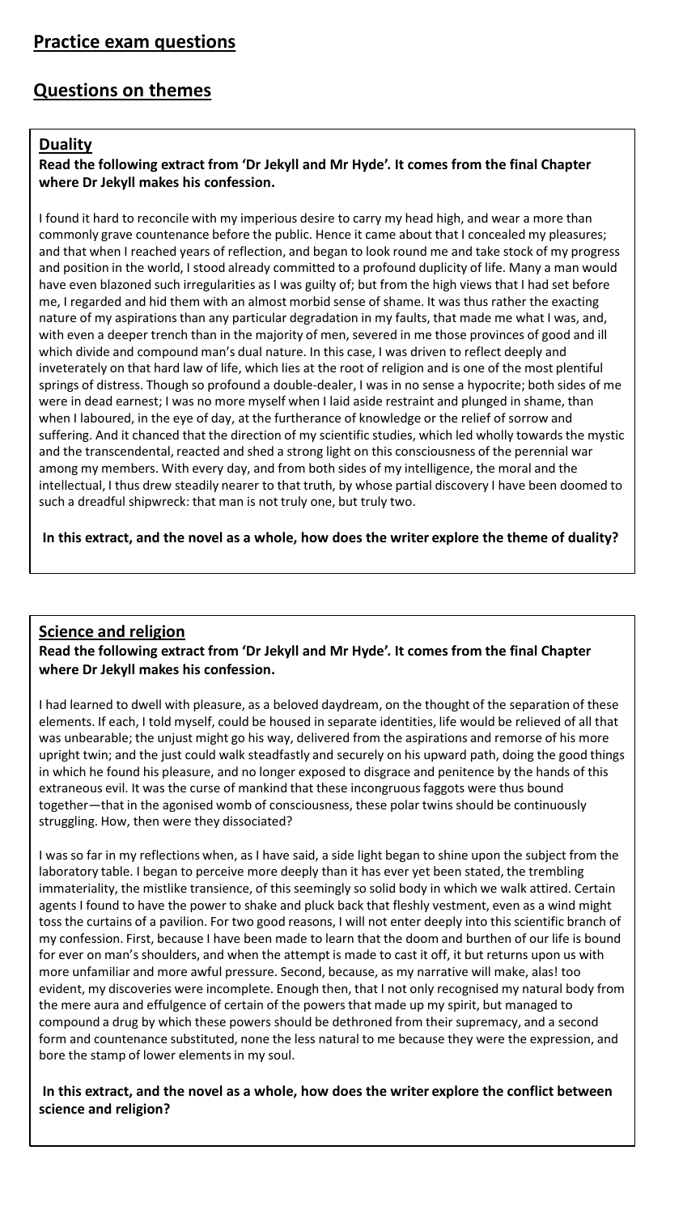# Practice exam questions

# Questions on themes

## Duality

**Read the following extract from 'Dr Jekyll and Mr Hyde'. It comes from the final Chapter where Dr Jekyll makes his confession.**

I found it hard to reconcile with my imperious desire to carry my head high, and wear a more than commonly grave countenance before the public. Hence it came about that I concealed my pleasures; and that when I reached years of reflection, and began to look round me and take stock of my progress and position in the world, I stood already committed to a profound duplicity of life. Many a man would have even blazoned such irregularities as I was guilty of; but from the high views that I had set before me, I regarded and hid them with an almost morbid sense of shame. It was thus rather the exacting nature of my aspirations than any particular degradation in my faults, that made me what I was, and, with even a deeper trench than in the majority of men, severed in me those provinces of good and ill which divide and compound man's dual nature. In this case, I was driven to reflect deeply and inveterately on that hard law of life, which lies at the root of religion and is one of the most plentiful springs of distress. Though so profound a double-dealer, I was in no sense a hypocrite; both sides of me were in dead earnest; I was no more myself when I laid aside restraint and plunged in shame, than when I laboured, in the eye of day, at the furtherance of knowledge or the relief of sorrow and suffering. And it chanced that the direction of my scientific studies, which led wholly towards the mystic and the transcendental, reacted and shed a strong light on this consciousness of the perennial war among my members. With every day, and from both sides of my intelligence, the moral and the intellectual, I thus drew steadily nearer to that truth, by whose partial discovery I have been doomed to such a dreadful shipwreck: that man is not truly one, but truly two.

**In this extract, and the novel as a whole, how does the writer explore the theme of duality?**

## Science and religion

**Read the following extract from 'Dr Jekyll and Mr Hyde'. It comes from the final Chapter where Dr Jekyll makes his confession.**

I had learned to dwell with pleasure, as a beloved daydream, on the thought of the separation of these elements. If each, I told myself, could be housed in separate identities, life would be relieved of all that was unbearable; the unjust might go his way, delivered from the aspirations and remorse of his more upright twin; and the just could walk steadfastly and securely on his upward path, doing the good things in which he found his pleasure, and no longer exposed to disgrace and penitence by the hands of this extraneous evil. It was the curse of mankind that these incongruous faggots were thus bound together—that in the agonised womb of consciousness, these polar twins should be continuously struggling. How, then were they dissociated?

I was so far in my reflections when, as I have said, a side light began to shine upon the subject from the laboratory table. I began to perceive more deeply than it has ever yet been stated, the trembling immateriality, the mistlike transience, of this seemingly so solid body in which we walk attired. Certain agents I found to have the power to shake and pluck back that fleshly vestment, even as a wind might toss the curtains of a pavilion. For two good reasons, I will not enter deeply into this scientific branch of my confession. First, because I have been made to learn that the doom and burthen of our life is bound for ever on man's shoulders, and when the attempt is made to cast it off, it but returns upon us with more unfamiliar and more awful pressure. Second, because, as my narrative will make, alas! too evident, my discoveries were incomplete. Enough then, that I not only recognised my natural body from the mere aura and effulgence of certain of the powers that made up my spirit, but managed to compound a drug by which these powers should be dethroned from their supremacy, and a second form and countenance substituted, none the less natural to me because they were the expression, and bore the stamp of lower elements in my soul.

**In this extract, and the novel as a whole, how does the writer explore the conflict between science and religion?**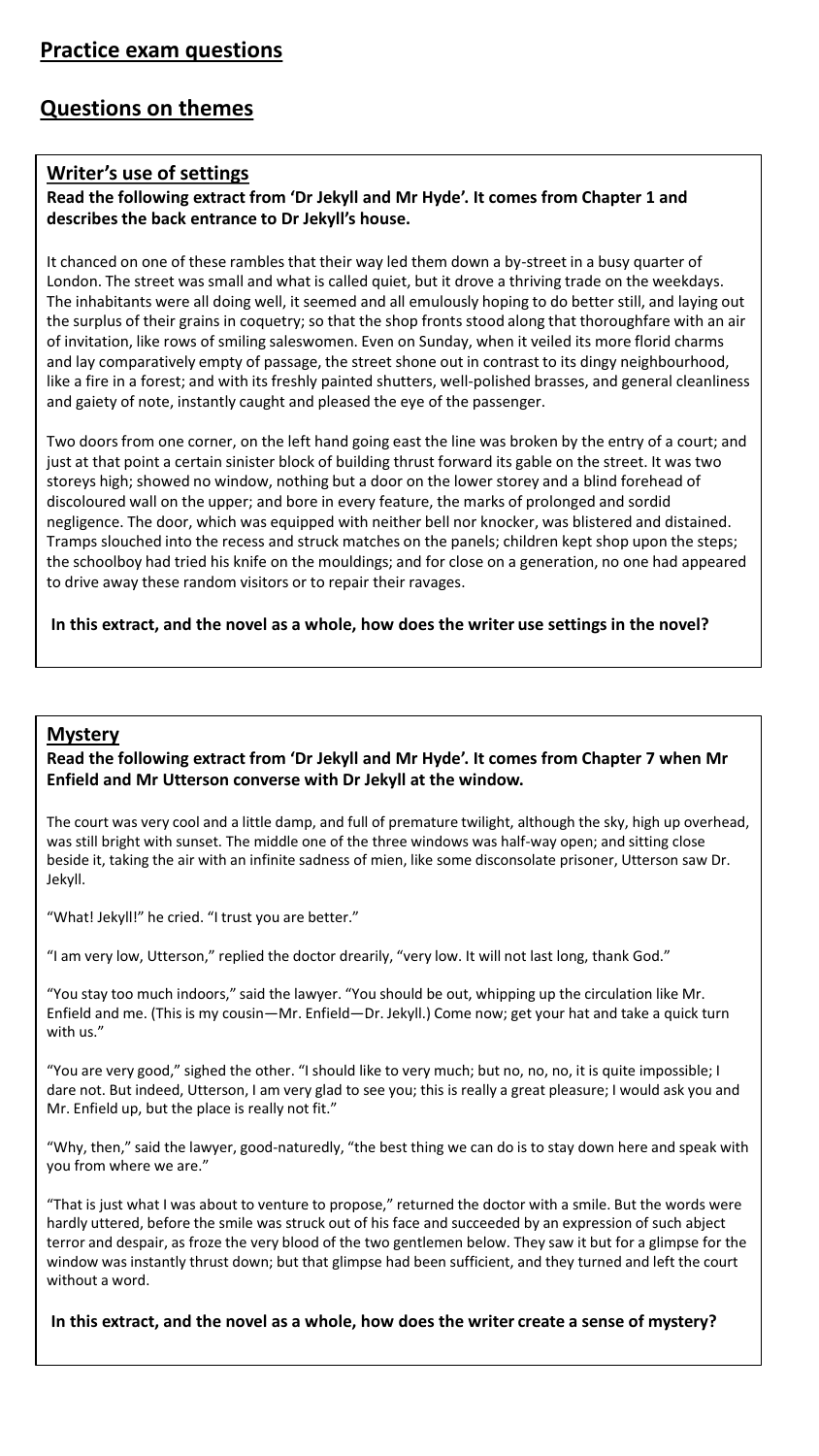# Practice exam questions

# Questions on themes

## Writer's use of settings

**Read the following extract from 'Dr Jekyll and Mr Hyde'. It comes from Chapter 1 and describes the back entrance to Dr Jekyll's house.**

It chanced on one of these rambles that their way led them down a by-street in a busy quarter of London. The street was small and what is called quiet, but it drove a thriving trade on the weekdays. The inhabitants were all doing well, it seemed and all emulously hoping to do better still, and laying out the surplus of their grains in coquetry; so that the shop fronts stood along that thoroughfare with an air of invitation, like rows of smiling saleswomen. Even on Sunday, when it veiled its more florid charms and lay comparatively empty of passage, the street shone out in contrast to its dingy neighbourhood, like a fire in a forest; and with its freshly painted shutters, well-polished brasses, and general cleanliness and gaiety of note, instantly caught and pleased the eye of the passenger.

Two doors from one corner, on the left hand going east the line was broken by the entry of a court; and just at that point a certain sinister block of building thrust forward its gable on the street. It was two storeys high; showed no window, nothing but a door on the lower storey and a blind forehead of discoloured wall on the upper; and bore in every feature, the marks of prolonged and sordid negligence. The door, which was equipped with neither bell nor knocker, was blistered and distained. Tramps slouched into the recess and struck matches on the panels; children kept shop upon the steps; the schoolboy had tried his knife on the mouldings; and for close on a generation, no one had appeared to drive away these random visitors or to repair their ravages.

**In this extract, and the novel as a whole, how does the writer use settings in the novel?**

## Mystery

**Read the following extract from 'Dr Jekyll and Mr Hyde'. It comes from Chapter 7 when Mr Enfield and Mr Utterson converse with Dr Jekyll at the window.**

The court was very cool and a little damp, and full of premature twilight, although the sky, high up overhead, was still bright with sunset. The middle one of the three windows was half-way open; and sitting close beside it, taking the air with an infinite sadness of mien, like some disconsolate prisoner, Utterson saw Dr. Jekyll.

"What! Jekyll!" he cried. "I trust you are better."

"I am very low, Utterson," replied the doctor drearily, "very low. It will not last long, thank God."

"You stay too much indoors," said the lawyer. "You should be out, whipping up the circulation like Mr. Enfield and me. (This is my cousin—Mr. Enfield—Dr. Jekyll.) Come now; get your hat and take a quick turn with us."

"You are very good," sighed the other. "I should like to very much; but no, no, no, it is quite impossible; I dare not. But indeed, Utterson, I am very glad to see you; this is really a great pleasure; I would ask you and Mr. Enfield up, but the place is really not fit."

"Why, then," said the lawyer, good-naturedly, "the best thing we can do is to stay down here and speak with you from where we are."

"That is just what I was about to venture to propose," returned the doctor with a smile. But the words were hardly uttered, before the smile was struck out of his face and succeeded by an expression of such abject terror and despair, as froze the very blood of the two gentlemen below. They saw it but for a glimpse for the window was instantly thrust down; but that glimpse had been sufficient, and they turned and left the court without a word.

**In this extract, and the novel as a whole, how does the writer create a sense of mystery?**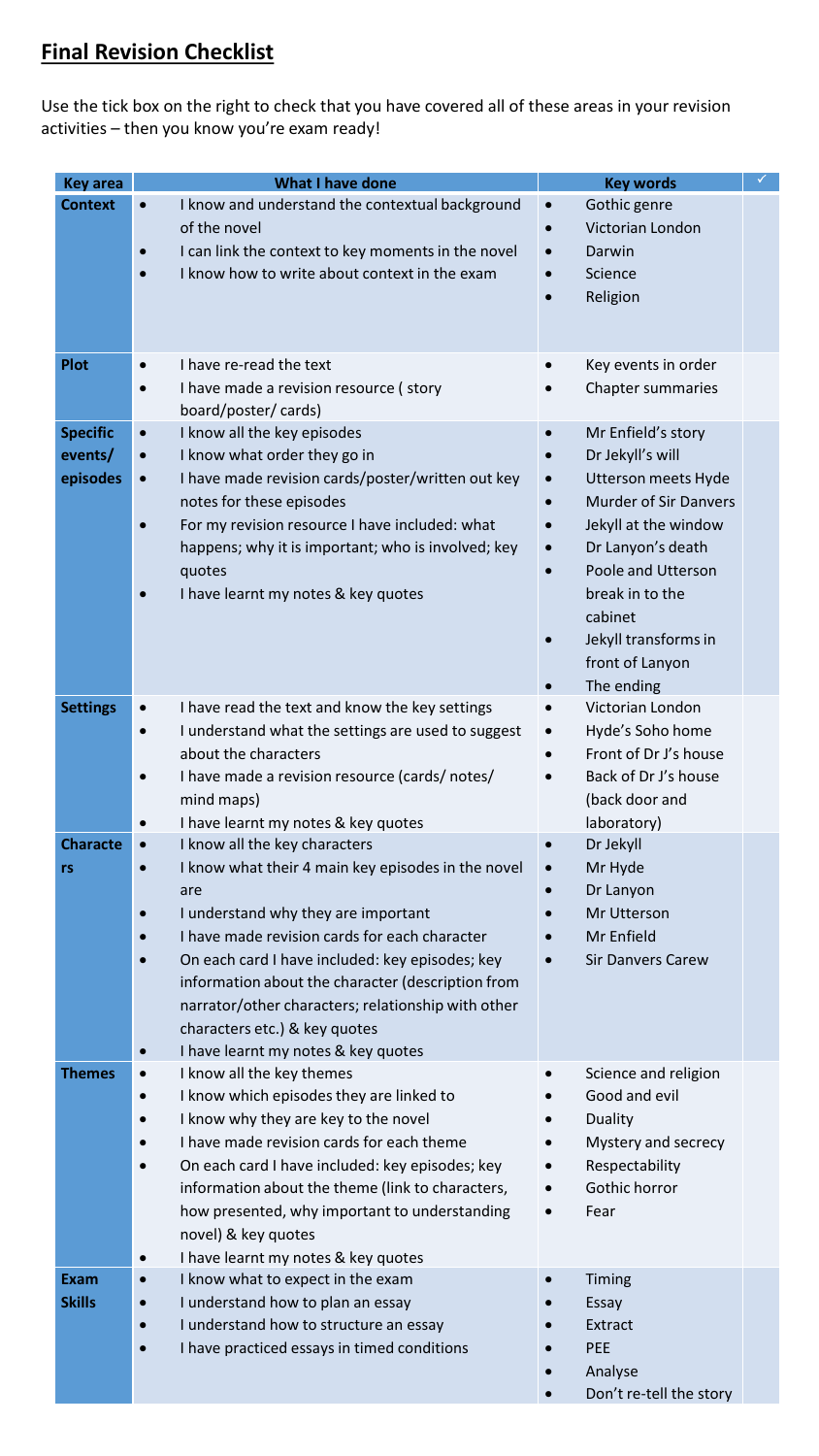## Final Revision Checklist

Use the tick box on the right to check that you have covered all of these areas in your revision activities – then you know you're exam ready!

| Key area | What I have done | Key words | ✓ |
|---|---|---|---|
| **Context** | • I know and understand the contextual background of the novel<br>• I can link the context to key moments in the novel<br>• I know how to write about context in the exam | • Gothic genre<br>• Victorian London<br>• Darwin<br>• Science<br>• Religion | |
| **Plot** | • I have re-read the text<br>• I have made a revision resource ( story board/poster/ cards) | • Key events in order<br>• Chapter summaries | |
| **Specific events/ episodes** | • I know all the key episodes<br>• I know what order they go in<br>• I have made revision cards/poster/written out key notes for these episodes<br>• For my revision resource I have included: what happens; why it is important; who is involved; key quotes<br>• I have learnt my notes & key quotes | • Mr Enfield's story<br>• Dr Jekyll's will<br>• Utterson meets Hyde<br>• Murder of Sir Danvers<br>• Jekyll at the window<br>• Dr Lanyon's death<br>• Poole and Utterson break in to the cabinet<br>• Jekyll transforms in front of Lanyon<br>• The ending | |
| **Settings** | • I have read the text and know the key settings<br>• I understand what the settings are used to suggest about the characters<br>• I have made a revision resource (cards/ notes/ mind maps)<br>• I have learnt my notes & key quotes | • Victorian London<br>• Hyde's Soho home<br>• Front of Dr J's house<br>• Back of Dr J's house (back door and laboratory) | |
| **Characters** | • I know all the key characters<br>• I know what their 4 main key episodes in the novel are<br>• I understand why they are important<br>• I have made revision cards for each character<br>• On each card I have included: key episodes; key information about the character (description from narrator/other characters; relationship with other characters etc.) & key quotes<br>• I have learnt my notes & key quotes | • Dr Jekyll<br>• Mr Hyde<br>• Dr Lanyon<br>• Mr Utterson<br>• Mr Enfield<br>• Sir Danvers Carew | |
| **Themes** | • I know all the key themes<br>• I know which episodes they are linked to<br>• I know why they are key to the novel<br>• I have made revision cards for each theme<br>• On each card I have included: key episodes; key information about the theme (link to characters, how presented, why important to understanding novel) & key quotes<br>• I have learnt my notes & key quotes | • Science and religion<br>• Good and evil<br>• Duality<br>• Mystery and secrecy<br>• Respectability<br>• Gothic horror<br>• Fear | |
| **Exam Skills** | • I know what to expect in the exam<br>• I understand how to plan an essay<br>• I understand how to structure an essay<br>• I have practiced essays in timed conditions | • Timing<br>• Essay<br>• Extract<br>• PEE<br>• Analyse<br>• Don't re-tell the story | |